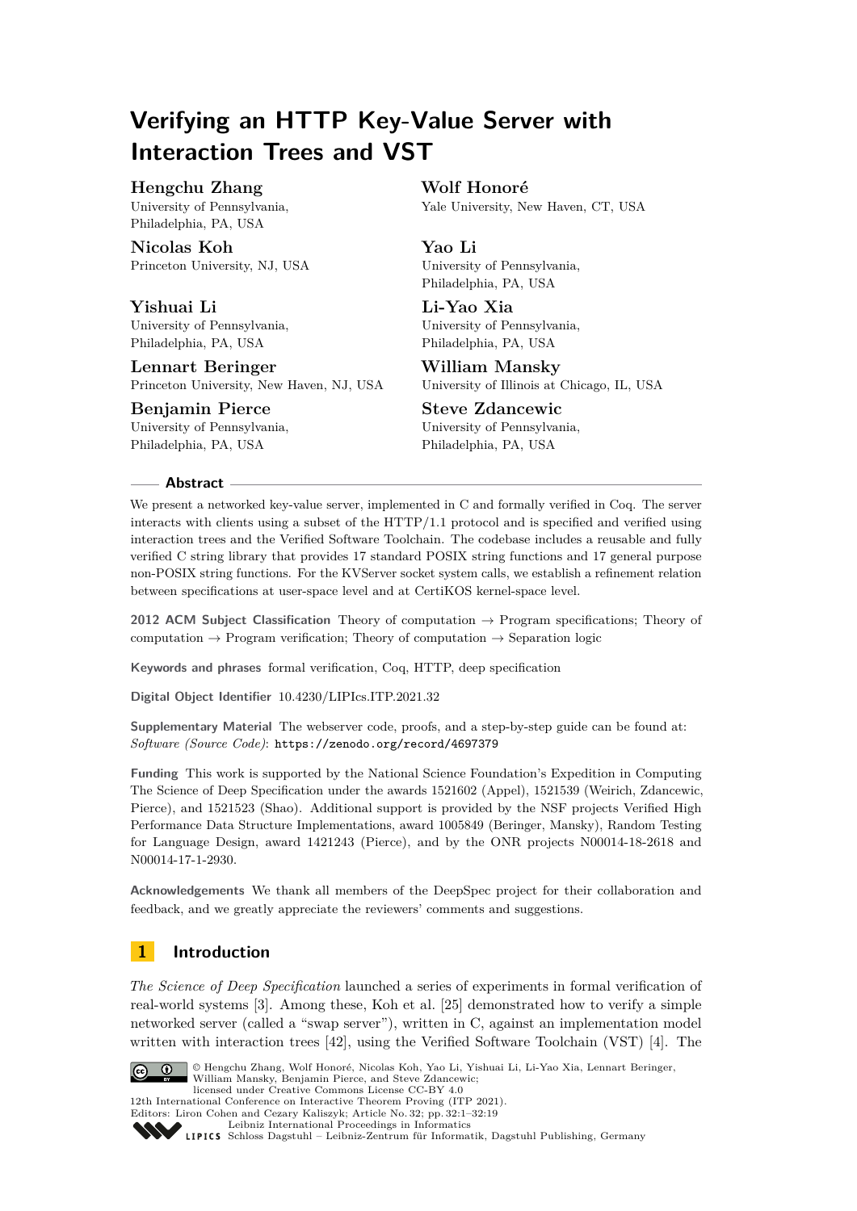# Verifying an HTTP Key-Value Server with Interaction Trees and VST

**Hengchu Zhang**
University of Pennsylvania, Philadelphia, PA, USA

**Wolf Honoré**
Yale University, New Haven, CT, USA

**Nicolas Koh**
Princeton University, NJ, USA

**Yao Li**
University of Pennsylvania, Philadelphia, PA, USA

**Yishuai Li**
University of Pennsylvania, Philadelphia, PA, USA

**Li-Yao Xia**
University of Pennsylvania, Philadelphia, PA, USA

**Lennart Beringer**
Princeton University, New Haven, NJ, USA

**William Mansky**
University of Illinois at Chicago, IL, USA

**Benjamin Pierce**
University of Pennsylvania, Philadelphia, PA, USA

**Steve Zdancewic**
University of Pennsylvania, Philadelphia, PA, USA

## Abstract

We present a networked key-value server, implemented in C and formally verified in Coq. The server interacts with clients using a subset of the HTTP/1.1 protocol and is specified and verified using interaction trees and the Verified Software Toolchain. The codebase includes a reusable and fully verified C string library that provides 17 standard POSIX string functions and 17 general purpose non-POSIX string functions. For the KVServer socket system calls, we establish a refinement relation between specifications at user-space level and at CertiKOS kernel-space level.

**2012 ACM Subject Classification** Theory of computation → Program specifications; Theory of computation → Program verification; Theory of computation → Separation logic

**Keywords and phrases** formal verification, Coq, HTTP, deep specification

**Digital Object Identifier** 10.4230/LIPIcs.ITP.2021.32

**Supplementary Material** The webserver code, proofs, and a step-by-step guide can be found at: *Software (Source Code)*: https://zenodo.org/record/4697379

**Funding** This work is supported by the National Science Foundation's Expedition in Computing The Science of Deep Specification under the awards 1521602 (Appel), 1521539 (Weirich, Zdancewic, Pierce), and 1521523 (Shao). Additional support is provided by the NSF projects Verified High Performance Data Structure Implementations, award 1005849 (Beringer, Mansky), Random Testing for Language Design, award 1421243 (Pierce), and by the ONR projects N00014-18-2618 and N00014-17-1-2930.

**Acknowledgements** We thank all members of the DeepSpec project for their collaboration and feedback, and we greatly appreciate the reviewers' comments and suggestions.

## 1 Introduction

*The Science of Deep Specification* launched a series of experiments in formal verification of real-world systems [3]. Among these, Koh et al. [25] demonstrated how to verify a simple networked server (called a "swap server"), written in C, against an implementation model written with interaction trees [42], using the Verified Software Toolchain (VST) [4]. The

© Hengchu Zhang, Wolf Honoré, Nicolas Koh, Yao Li, Yishuai Li, Li-Yao Xia, Lennart Beringer, William Mansky, Benjamin Pierce, and Steve Zdancewic;
licensed under Creative Commons License CC-BY 4.0
12th International Conference on Interactive Theorem Proving (ITP 2021).
Editors: Liron Cohen and Cezary Kaliszyk; Article No. 32; pp. 32:1–32:19
Leibniz International Proceedings in Informatics
Schloss Dagstuhl – Leibniz-Zentrum für Informatik, Dagstuhl Publishing, Germany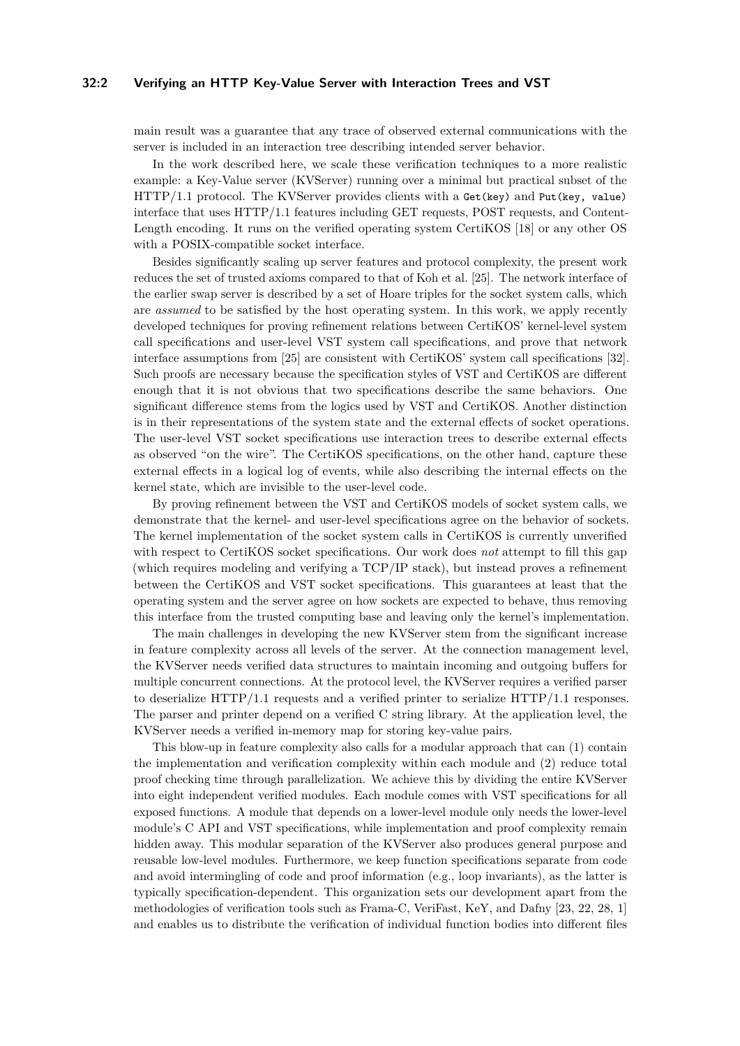main result was a guarantee that any trace of observed external communications with the server is included in an interaction tree describing intended server behavior.

In the work described here, we scale these verification techniques to a more realistic example: a Key-Value server (KVServer) running over a minimal but practical subset of the HTTP/1.1 protocol. The KVServer provides clients with a `Get(key)` and `Put(key, value)` interface that uses HTTP/1.1 features including GET requests, POST requests, and Content-Length encoding. It runs on the verified operating system CertiKOS [18] or any other OS with a POSIX-compatible socket interface.

Besides significantly scaling up server features and protocol complexity, the present work reduces the set of trusted axioms compared to that of Koh et al. [25]. The network interface of the earlier swap server is described by a set of Hoare triples for the socket system calls, which are *assumed* to be satisfied by the host operating system. In this work, we apply recently developed techniques for proving refinement relations between CertiKOS' kernel-level system call specifications and user-level VST system call specifications, and prove that network interface assumptions from [25] are consistent with CertiKOS' system call specifications [32]. Such proofs are necessary because the specification styles of VST and CertiKOS are different enough that it is not obvious that two specifications describe the same behaviors. One significant difference stems from the logics used by VST and CertiKOS. Another distinction is in their representations of the system state and the external effects of socket operations. The user-level VST socket specifications use interaction trees to describe external effects as observed "on the wire". The CertiKOS specifications, on the other hand, capture these external effects in a logical log of events, while also describing the internal effects on the kernel state, which are invisible to the user-level code.

By proving refinement between the VST and CertiKOS models of socket system calls, we demonstrate that the kernel- and user-level specifications agree on the behavior of sockets. The kernel implementation of the socket system calls in CertiKOS is currently unverified with respect to CertiKOS socket specifications. Our work does *not* attempt to fill this gap (which requires modeling and verifying a TCP/IP stack), but instead proves a refinement between the CertiKOS and VST socket specifications. This guarantees at least that the operating system and the server agree on how sockets are expected to behave, thus removing this interface from the trusted computing base and leaving only the kernel's implementation.

The main challenges in developing the new KVServer stem from the significant increase in feature complexity across all levels of the server. At the connection management level, the KVServer needs verified data structures to maintain incoming and outgoing buffers for multiple concurrent connections. At the protocol level, the KVServer requires a verified parser to deserialize HTTP/1.1 requests and a verified printer to serialize HTTP/1.1 responses. The parser and printer depend on a verified C string library. At the application level, the KVServer needs a verified in-memory map for storing key-value pairs.

This blow-up in feature complexity also calls for a modular approach that can (1) contain the implementation and verification complexity within each module and (2) reduce total proof checking time through parallelization. We achieve this by dividing the entire KVServer into eight independent verified modules. Each module comes with VST specifications for all exposed functions. A module that depends on a lower-level module only needs the lower-level module's C API and VST specifications, while implementation and proof complexity remain hidden away. This modular separation of the KVServer also produces general purpose and reusable low-level modules. Furthermore, we keep function specifications separate from code and avoid intermingling of code and proof information (e.g., loop invariants), as the latter is typically specification-dependent. This organization sets our development apart from the methodologies of verification tools such as Frama-C, VeriFast, KeY, and Dafny [23, 22, 28, 1] and enables us to distribute the verification of individual function bodies into different files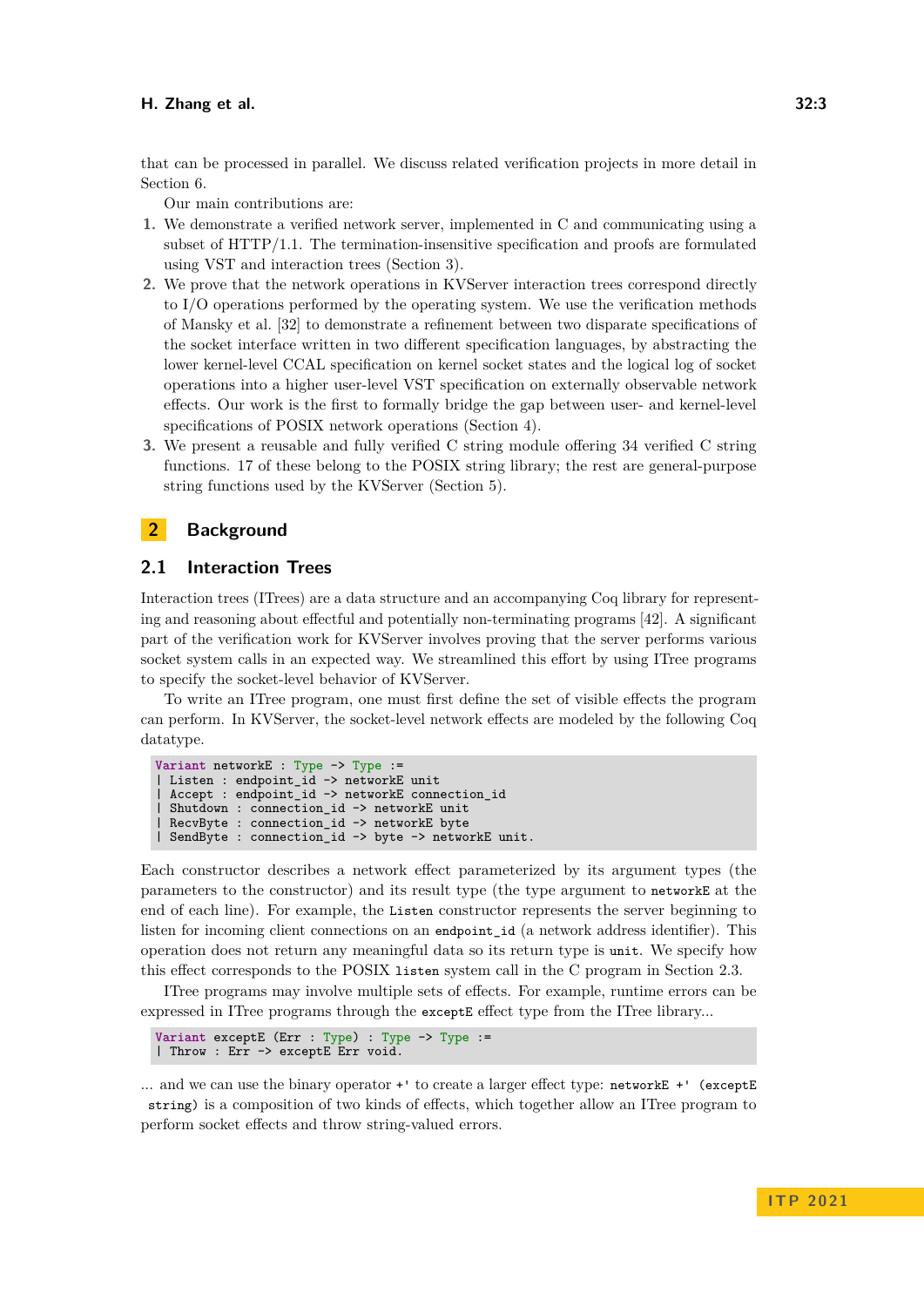that can be processed in parallel. We discuss related verification projects in more detail in Section 6.

Our main contributions are:

1. We demonstrate a verified network server, implemented in C and communicating using a subset of HTTP/1.1. The termination-insensitive specification and proofs are formulated using VST and interaction trees (Section 3).
2. We prove that the network operations in KVServer interaction trees correspond directly to I/O operations performed by the operating system. We use the verification methods of Mansky et al. [32] to demonstrate a refinement between two disparate specifications of the socket interface written in two different specification languages, by abstracting the lower kernel-level CCAL specification on kernel socket states and the logical log of socket operations into a higher user-level VST specification on externally observable network effects. Our work is the first to formally bridge the gap between user- and kernel-level specifications of POSIX network operations (Section 4).
3. We present a reusable and fully verified C string module offering 34 verified C string functions. 17 of these belong to the POSIX string library; the rest are general-purpose string functions used by the KVServer (Section 5).

## 2 Background

### 2.1 Interaction Trees

Interaction trees (ITrees) are a data structure and an accompanying Coq library for representing and reasoning about effectful and potentially non-terminating programs [42]. A significant part of the verification work for KVServer involves proving that the server performs various socket system calls in an expected way. We streamlined this effort by using ITree programs to specify the socket-level behavior of KVServer.

To write an ITree program, one must first define the set of visible effects the program can perform. In KVServer, the socket-level network effects are modeled by the following Coq datatype.

```
Variant networkE : Type -> Type :=
| Listen : endpoint_id -> networkE unit
| Accept : endpoint_id -> networkE connection_id
| Shutdown : connection_id -> networkE unit
| RecvByte : connection_id -> networkE byte
| SendByte : connection_id -> byte -> networkE unit.
```

Each constructor describes a network effect parameterized by its argument types (the parameters to the constructor) and its result type (the type argument to `networkE` at the end of each line). For example, the `Listen` constructor represents the server beginning to listen for incoming client connections on an `endpoint_id` (a network address identifier). This operation does not return any meaningful data so its return type is `unit`. We specify how this effect corresponds to the POSIX `listen` system call in the C program in Section 2.3.

ITree programs may involve multiple sets of effects. For example, runtime errors can be expressed in ITree programs through the `exceptE` effect type from the ITree library...

```
Variant exceptE (Err : Type) : Type -> Type :=
| Throw : Err -> exceptE Err void.
```

... and we can use the binary operator `+'` to create a larger effect type: `networkE +' (exceptE string)` is a composition of two kinds of effects, which together allow an ITree program to perform socket effects and throw string-valued errors.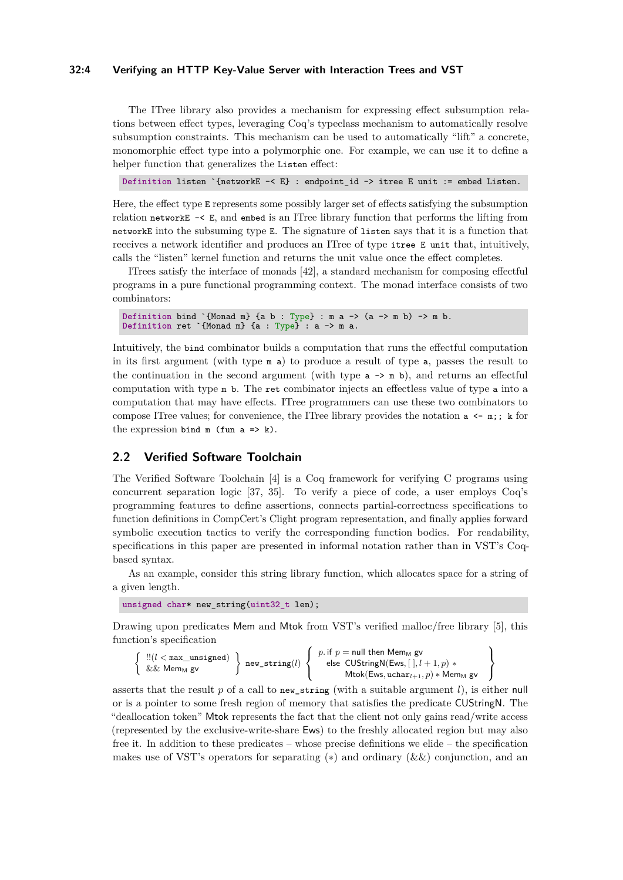The ITree library also provides a mechanism for expressing effect subsumption relations between effect types, leveraging Coq's typeclass mechanism to automatically resolve subsumption constraints. This mechanism can be used to automatically "lift" a concrete, monomorphic effect type into a polymorphic one. For example, we can use it to define a helper function that generalizes the `Listen` effect:

```
Definition listen `{networkE -< E} : endpoint_id -> itree E unit := embed Listen.
```

Here, the effect type `E` represents some possibly larger set of effects satisfying the subsumption relation `networkE -< E`, and `embed` is an ITree library function that performs the lifting from `networkE` into the subsuming type `E`. The signature of `listen` says that it is a function that receives a network identifier and produces an ITree of type `itree E unit` that, intuitively, calls the "listen" kernel function and returns the unit value once the effect completes.

ITrees satisfy the interface of monads [42], a standard mechanism for composing effectful programs in a pure functional programming context. The monad interface consists of two combinators:

```
Definition bind `{Monad m} {a b : Type} : m a -> (a -> m b) -> m b.
Definition ret `{Monad m} {a : Type} : a -> m a.
```

Intuitively, the `bind` combinator builds a computation that runs the effectful computation in its first argument (with type `m a`) to produce a result of type `a`, passes the result to the continuation in the second argument (with type `a -> m b`), and returns an effectful computation with type `m b`. The `ret` combinator injects an effectless value of type `a` into a computation that may have effects. ITree programmers can use these two combinators to compose ITree values; for convenience, the ITree library provides the notation `a <- m;; k` for the expression `bind m (fun a => k)`.

## 2.2 Verified Software Toolchain

The Verified Software Toolchain [4] is a Coq framework for verifying C programs using concurrent separation logic [37, 35]. To verify a piece of code, a user employs Coq's programming features to define assertions, connects partial-correctness specifications to function definitions in CompCert's Clight program representation, and finally applies forward symbolic execution tactics to verify the corresponding function bodies. For readability, specifications in this paper are presented in informal notation rather than in VST's Coq-based syntax.

As an example, consider this string library function, which allocates space for a string of a given length.

```
unsigned char* new_string(uint32_t len);
```

Drawing upon predicates Mem and Mtok from VST's verified malloc/free library [5], this function's specification

$$\left\{ \begin{array}{l} !!(l < \texttt{max\_unsigned}) \\ \&\&\ \mathsf{Mem}_{\mathsf{M}}\ \mathsf{gv} \end{array} \right\}\ \texttt{new\_string}(l)\ \left\{ \begin{array}{l} p.\ \mathsf{if}\ p = \mathsf{null}\ \mathsf{then}\ \mathsf{Mem}_{\mathsf{M}}\ \mathsf{gv} \\ \quad \mathsf{else}\ \ \mathsf{CUStringN}(\mathsf{Ews}, [\,], l+1, p) * \\ \qquad\qquad \mathsf{Mtok}(\mathsf{Ews}, \mathsf{uchar}_{l+1}, p) * \mathsf{Mem}_{\mathsf{M}}\ \mathsf{gv} \end{array} \right\}$$

asserts that the result $p$ of a call to `new_string` (with a suitable argument $l$), is either null or is a pointer to some fresh region of memory that satisfies the predicate CUStringN. The "deallocation token" Mtok represents the fact that the client not only gains read/write access (represented by the exclusive-write-share Ews) to the freshly allocated region but may also free it. In addition to these predicates – whose precise definitions we elide – the specification makes use of VST's operators for separating ($*$) and ordinary ($\&\&$) conjunction, and an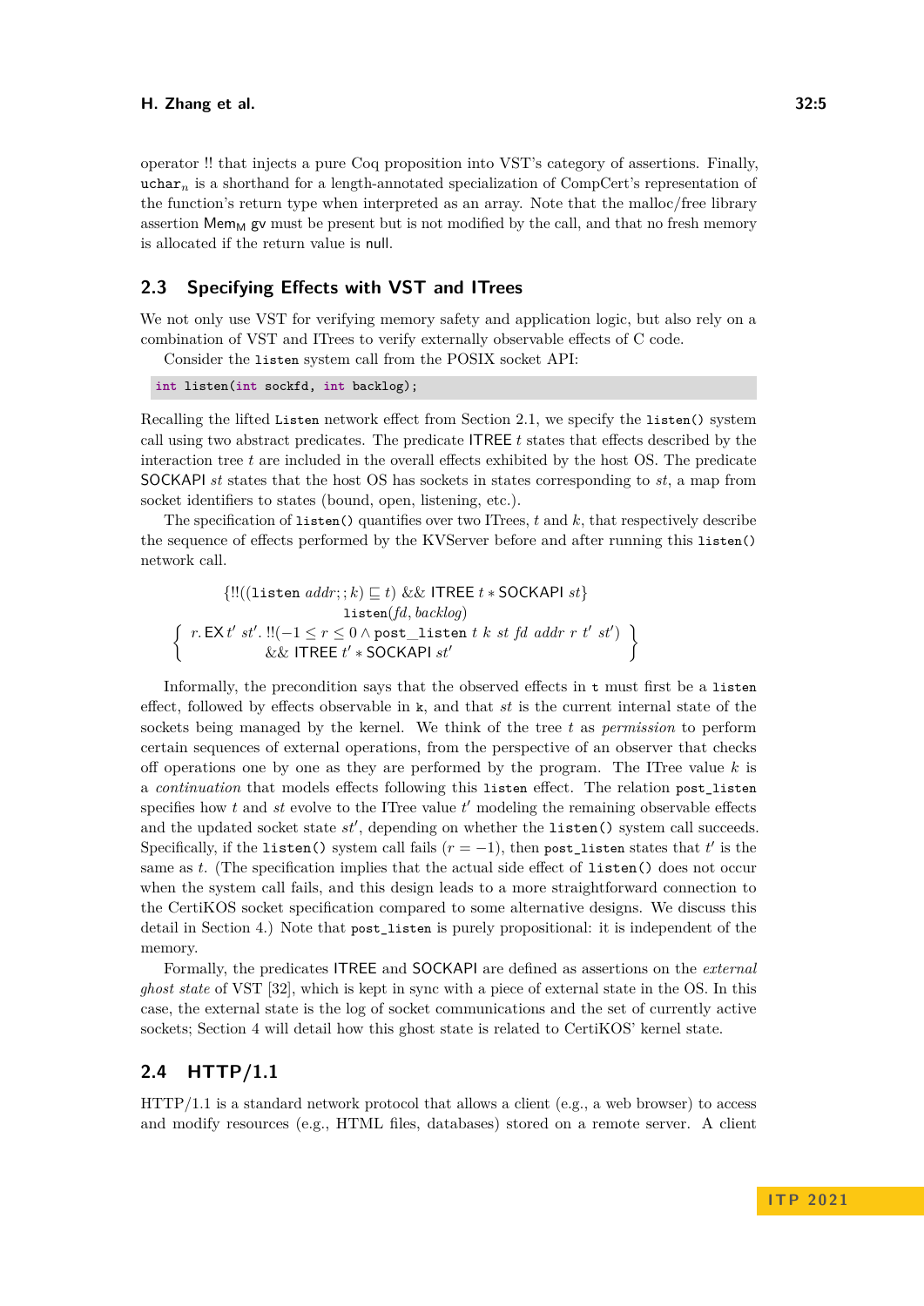operator !! that injects a pure Coq proposition into VST's category of assertions. Finally, $\texttt{uchar}_n$ is a shorthand for a length-annotated specialization of CompCert's representation of the function's return type when interpreted as an array. Note that the malloc/free library assertion $\mathsf{Mem_M}$ gv must be present but is not modified by the call, and that no fresh memory is allocated if the return value is null.

## 2.3 Specifying Effects with VST and ITrees

We not only use VST for verifying memory safety and application logic, but also rely on a combination of VST and ITrees to verify externally observable effects of C code.

Consider the `listen` system call from the POSIX socket API:

```c
int listen(int sockfd, int backlog);
```

Recalling the lifted `Listen` network effect from Section 2.1, we specify the `listen()` system call using two abstract predicates. The predicate $\mathsf{ITREE}\ t$ states that effects described by the interaction tree $t$ are included in the overall effects exhibited by the host OS. The predicate $\mathsf{SOCKAPI}\ st$ states that the host OS has sockets in states corresponding to $st$, a map from socket identifiers to states (bound, open, listening, etc.).

The specification of `listen()` quantifies over two ITrees, $t$ and $k$, that respectively describe the sequence of effects performed by the KVServer before and after running this `listen()` network call.

$$\{!!((\texttt{listen}\ addr;;k) \sqsubseteq t)\ \&\&\ \mathsf{ITREE}\ t * \mathsf{SOCKAPI}\ st\}$$
$$\texttt{listen}(fd, backlog)$$
$$\left\{\begin{array}{c} r.\,\mathsf{EX}\,t'\ st'.\ !!(-1 \leq r \leq 0 \wedge \texttt{post\_listen}\ t\ k\ st\ fd\ addr\ r\ t'\ st') \\ \&\&\ \mathsf{ITREE}\ t' * \mathsf{SOCKAPI}\ st' \end{array}\right\}$$

Informally, the precondition says that the observed effects in `t` must first be a `listen` effect, followed by effects observable in `k`, and that $st$ is the current internal state of the sockets being managed by the kernel. We think of the tree $t$ as *permission* to perform certain sequences of external operations, from the perspective of an observer that checks off operations one by one as they are performed by the program. The ITree value $k$ is a *continuation* that models effects following this `listen` effect. The relation `post_listen` specifies how $t$ and $st$ evolve to the ITree value $t'$ modeling the remaining observable effects and the updated socket state $st'$, depending on whether the `listen()` system call succeeds. Specifically, if the `listen()` system call fails ($r = -1$), then `post_listen` states that $t'$ is the same as $t$. (The specification implies that the actual side effect of `listen()` does not occur when the system call fails, and this design leads to a more straightforward connection to the CertiKOS socket specification compared to some alternative designs. We discuss this detail in Section 4.) Note that `post_listen` is purely propositional: it is independent of the memory.

Formally, the predicates ITREE and SOCKAPI are defined as assertions on the *external ghost state* of VST [32], which is kept in sync with a piece of external state in the OS. In this case, the external state is the log of socket communications and the set of currently active sockets; Section 4 will detail how this ghost state is related to CertiKOS' kernel state.

## 2.4 HTTP/1.1

HTTP/1.1 is a standard network protocol that allows a client (e.g., a web browser) to access and modify resources (e.g., HTML files, databases) stored on a remote server. A client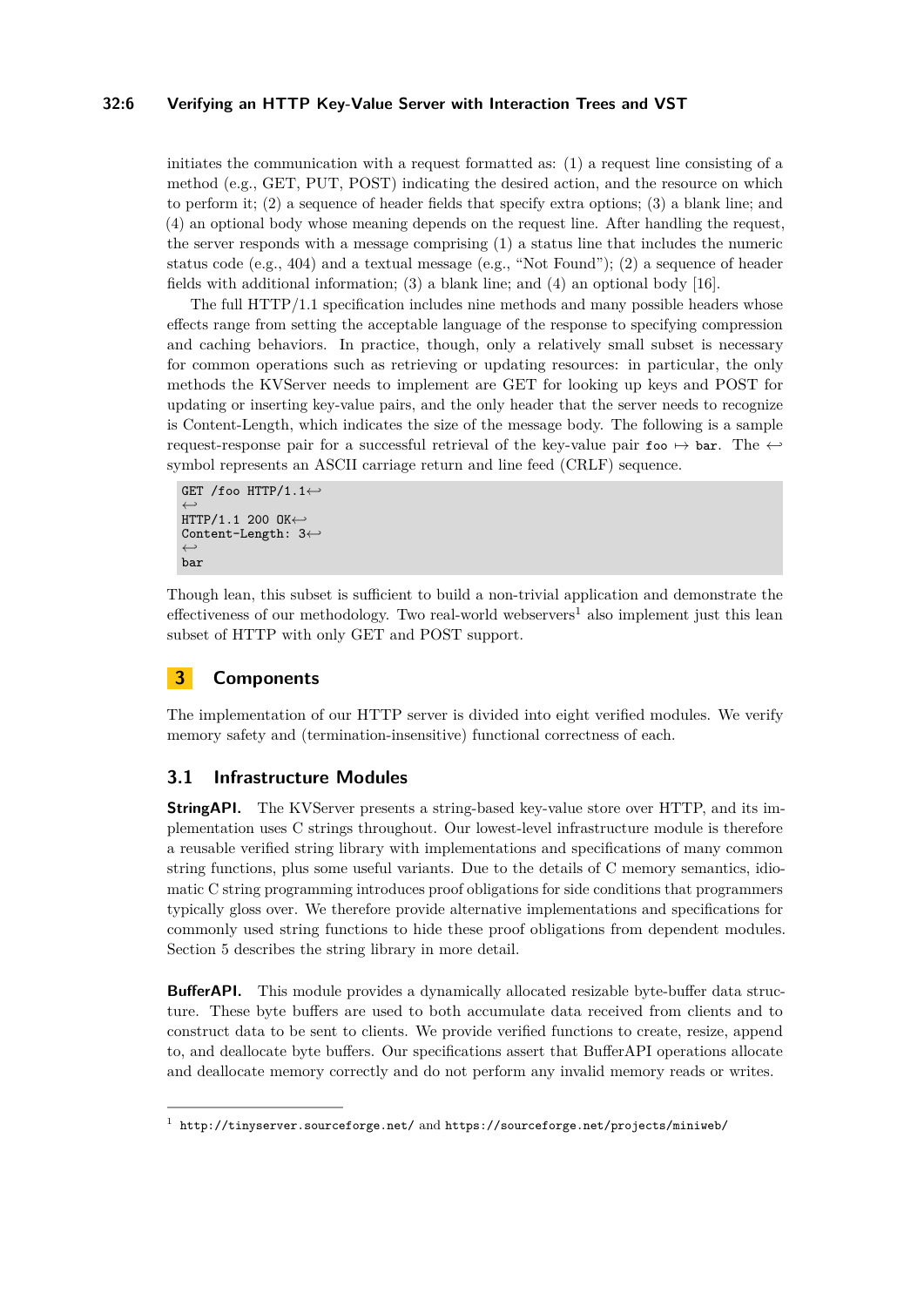initiates the communication with a request formatted as: (1) a request line consisting of a method (e.g., GET, PUT, POST) indicating the desired action, and the resource on which to perform it; (2) a sequence of header fields that specify extra options; (3) a blank line; and (4) an optional body whose meaning depends on the request line. After handling the request, the server responds with a message comprising (1) a status line that includes the numeric status code (e.g., 404) and a textual message (e.g., “Not Found”); (2) a sequence of header fields with additional information; (3) a blank line; and (4) an optional body [16].

The full HTTP/1.1 specification includes nine methods and many possible headers whose effects range from setting the acceptable language of the response to specifying compression and caching behaviors. In practice, though, only a relatively small subset is necessary for common operations such as retrieving or updating resources: in particular, the only methods the KVServer needs to implement are GET for looking up keys and POST for updating or inserting key-value pairs, and the only header that the server needs to recognize is Content-Length, which indicates the size of the message body. The following is a sample request-response pair for a successful retrieval of the key-value pair `foo` ↦ `bar`. The ↩ symbol represents an ASCII carriage return and line feed (CRLF) sequence.

```
GET /foo HTTP/1.1↩
↩
HTTP/1.1 200 OK↩
Content-Length: 3↩
↩
bar
```

Though lean, this subset is sufficient to build a non-trivial application and demonstrate the effectiveness of our methodology. Two real-world webservers[1] also implement just this lean subset of HTTP with only GET and POST support.

## 3 Components

The implementation of our HTTP server is divided into eight verified modules. We verify memory safety and (termination-insensitive) functional correctness of each.

### 3.1 Infrastructure Modules

**StringAPI.** The KVServer presents a string-based key-value store over HTTP, and its implementation uses C strings throughout. Our lowest-level infrastructure module is therefore a reusable verified string library with implementations and specifications of many common string functions, plus some useful variants. Due to the details of C memory semantics, idiomatic C string programming introduces proof obligations for side conditions that programmers typically gloss over. We therefore provide alternative implementations and specifications for commonly used string functions to hide these proof obligations from dependent modules. Section 5 describes the string library in more detail.

**BufferAPI.** This module provides a dynamically allocated resizable byte-buffer data structure. These byte buffers are used to both accumulate data received from clients and to construct data to be sent to clients. We provide verified functions to create, resize, append to, and deallocate byte buffers. Our specifications assert that BufferAPI operations allocate and deallocate memory correctly and do not perform any invalid memory reads or writes.

---

[1] `http://tinyserver.sourceforge.net/` and `https://sourceforge.net/projects/miniweb/`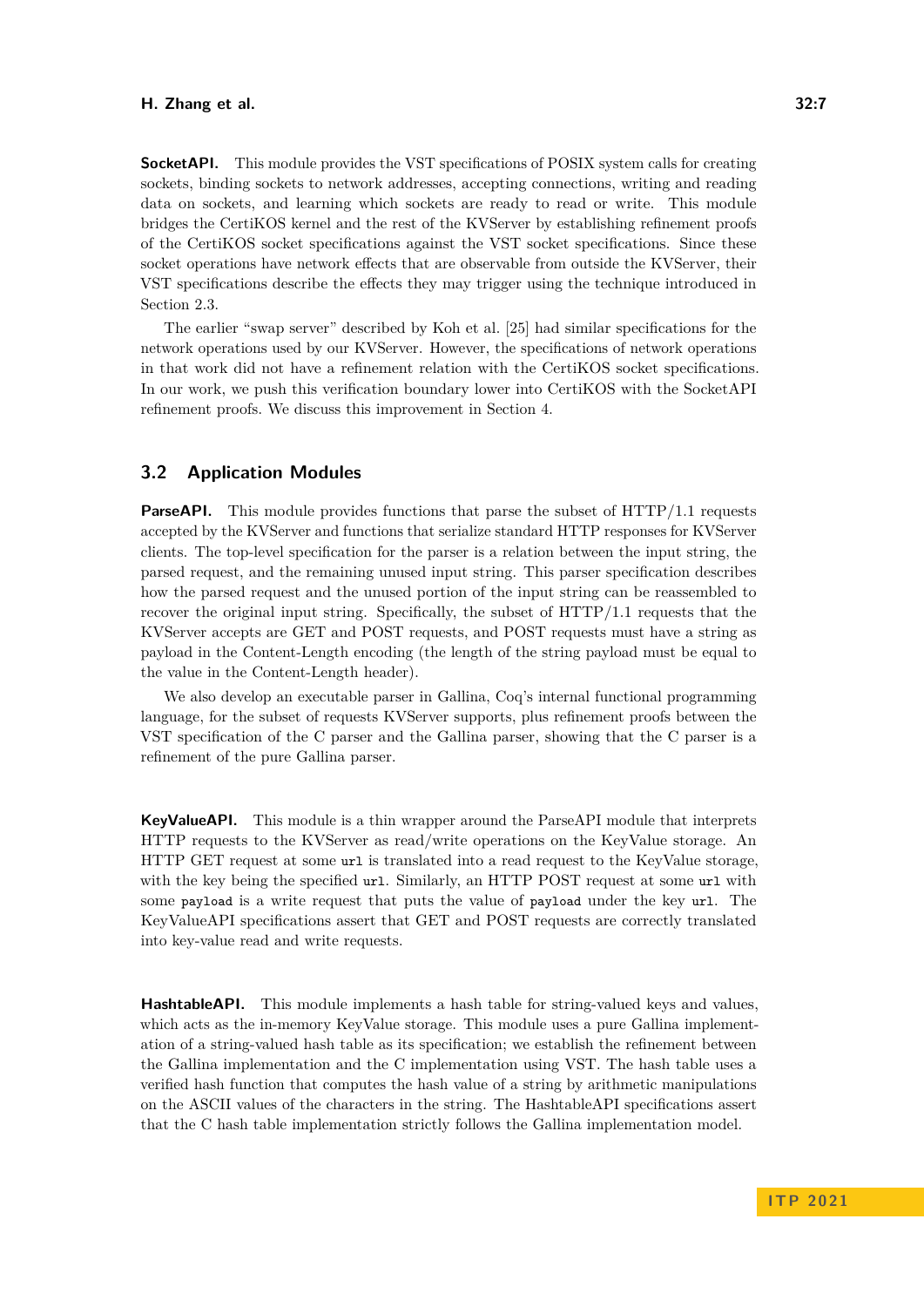**SocketAPI.** This module provides the VST specifications of POSIX system calls for creating sockets, binding sockets to network addresses, accepting connections, writing and reading data on sockets, and learning which sockets are ready to read or write. This module bridges the CertiKOS kernel and the rest of the KVServer by establishing refinement proofs of the CertiKOS socket specifications against the VST socket specifications. Since these socket operations have network effects that are observable from outside the KVServer, their VST specifications describe the effects they may trigger using the technique introduced in Section 2.3.

The earlier "swap server" described by Koh et al. [25] had similar specifications for the network operations used by our KVServer. However, the specifications of network operations in that work did not have a refinement relation with the CertiKOS socket specifications. In our work, we push this verification boundary lower into CertiKOS with the SocketAPI refinement proofs. We discuss this improvement in Section 4.

## 3.2 Application Modules

**ParseAPI.** This module provides functions that parse the subset of HTTP/1.1 requests accepted by the KVServer and functions that serialize standard HTTP responses for KVServer clients. The top-level specification for the parser is a relation between the input string, the parsed request, and the remaining unused input string. This parser specification describes how the parsed request and the unused portion of the input string can be reassembled to recover the original input string. Specifically, the subset of HTTP/1.1 requests that the KVServer accepts are GET and POST requests, and POST requests must have a string as payload in the Content-Length encoding (the length of the string payload must be equal to the value in the Content-Length header).

We also develop an executable parser in Gallina, Coq's internal functional programming language, for the subset of requests KVServer supports, plus refinement proofs between the VST specification of the C parser and the Gallina parser, showing that the C parser is a refinement of the pure Gallina parser.

**KeyValueAPI.** This module is a thin wrapper around the ParseAPI module that interprets HTTP requests to the KVServer as read/write operations on the KeyValue storage. An HTTP GET request at some `url` is translated into a read request to the KeyValue storage, with the key being the specified `url`. Similarly, an HTTP POST request at some `url` with some `payload` is a write request that puts the value of `payload` under the key `url`. The KeyValueAPI specifications assert that GET and POST requests are correctly translated into key-value read and write requests.

**HashtableAPI.** This module implements a hash table for string-valued keys and values, which acts as the in-memory KeyValue storage. This module uses a pure Gallina implementation of a string-valued hash table as its specification; we establish the refinement between the Gallina implementation and the C implementation using VST. The hash table uses a verified hash function that computes the hash value of a string by arithmetic manipulations on the ASCII values of the characters in the string. The HashtableAPI specifications assert that the C hash table implementation strictly follows the Gallina implementation model.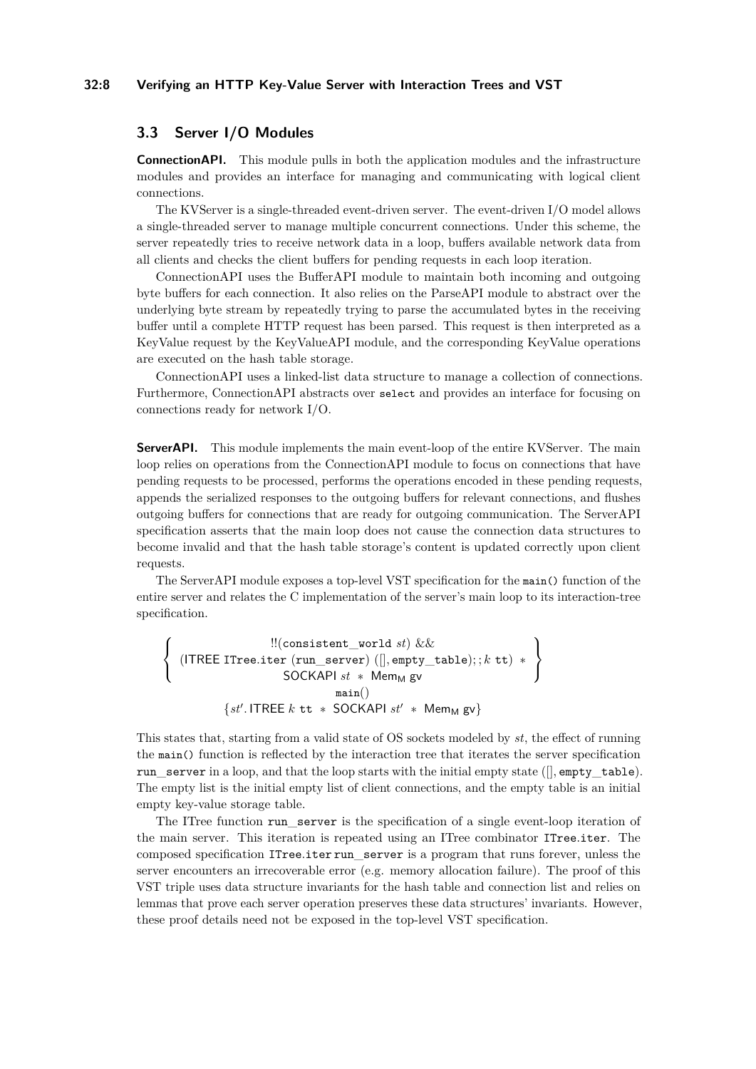### 3.3 Server I/O Modules

**ConnectionAPI.** This module pulls in both the application modules and the infrastructure modules and provides an interface for managing and communicating with logical client connections.

The KVServer is a single-threaded event-driven server. The event-driven I/O model allows a single-threaded server to manage multiple concurrent connections. Under this scheme, the server repeatedly tries to receive network data in a loop, buffers available network data from all clients and checks the client buffers for pending requests in each loop iteration.

ConnectionAPI uses the BufferAPI module to maintain both incoming and outgoing byte buffers for each connection. It also relies on the ParseAPI module to abstract over the underlying byte stream by repeatedly trying to parse the accumulated bytes in the receiving buffer until a complete HTTP request has been parsed. This request is then interpreted as a KeyValue request by the KeyValueAPI module, and the corresponding KeyValue operations are executed on the hash table storage.

ConnectionAPI uses a linked-list data structure to manage a collection of connections. Furthermore, ConnectionAPI abstracts over `select` and provides an interface for focusing on connections ready for network I/O.

**ServerAPI.** This module implements the main event-loop of the entire KVServer. The main loop relies on operations from the ConnectionAPI module to focus on connections that have pending requests to be processed, performs the operations encoded in these pending requests, appends the serialized responses to the outgoing buffers for relevant connections, and flushes outgoing buffers for connections that are ready for outgoing communication. The ServerAPI specification asserts that the main loop does not cause the connection data structures to become invalid and that the hash table storage's content is updated correctly upon client requests.

The ServerAPI module exposes a top-level VST specification for the `main()` function of the entire server and relates the C implementation of the server's main loop to its interaction-tree specification.

$$\left\{\begin{array}{c} !!(\texttt{consistent\_world}\ st)\ \&\& \\ (\mathsf{ITREE}\ \texttt{ITree.iter}\ (\texttt{run\_server})\ ([], \texttt{empty\_table});;k\ \texttt{tt})\ *\\ \mathsf{SOCKAPI}\ st\ *\ \mathsf{Mem_M\ gv} \end{array}\right\}$$
$$\texttt{main}()$$
$$\{st'.\,\mathsf{ITREE}\ k\ \texttt{tt}\ *\ \mathsf{SOCKAPI}\ st'\ *\ \mathsf{Mem_M\ gv}\}$$

This states that, starting from a valid state of OS sockets modeled by $st$, the effect of running the `main()` function is reflected by the interaction tree that iterates the server specification `run_server` in a loop, and that the loop starts with the initial empty state ($[]$, `empty_table`). The empty list is the initial empty list of client connections, and the empty table is an initial empty key-value storage table.

The ITree function `run_server` is the specification of a single event-loop iteration of the main server. This iteration is repeated using an ITree combinator `ITree.iter`. The composed specification `ITree.iter run_server` is a program that runs forever, unless the server encounters an irrecoverable error (e.g. memory allocation failure). The proof of this VST triple uses data structure invariants for the hash table and connection list and relies on lemmas that prove each server operation preserves these data structures' invariants. However, these proof details need not be exposed in the top-level VST specification.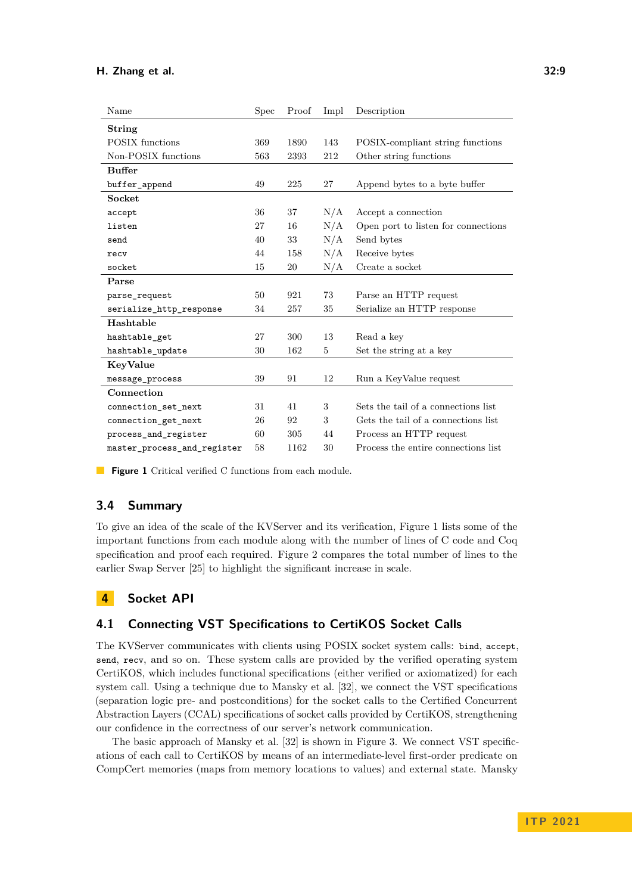| Name | Spec | Proof | Impl | Description |
|---|---|---|---|---|
| **String** | | | | |
| POSIX functions | 369 | 1890 | 143 | POSIX-compliant string functions |
| Non-POSIX functions | 563 | 2393 | 212 | Other string functions |
| **Buffer** | | | | |
| `buffer_append` | 49 | 225 | 27 | Append bytes to a byte buffer |
| **Socket** | | | | |
| `accept` | 36 | 37 | N/A | Accept a connection |
| `listen` | 27 | 16 | N/A | Open port to listen for connections |
| `send` | 40 | 33 | N/A | Send bytes |
| `recv` | 44 | 158 | N/A | Receive bytes |
| `socket` | 15 | 20 | N/A | Create a socket |
| **Parse** | | | | |
| `parse_request` | 50 | 921 | 73 | Parse an HTTP request |
| `serialize_http_response` | 34 | 257 | 35 | Serialize an HTTP response |
| **Hashtable** | | | | |
| `hashtable_get` | 27 | 300 | 13 | Read a key |
| `hashtable_update` | 30 | 162 | 5 | Set the string at a key |
| **KeyValue** | | | | |
| `message_process` | 39 | 91 | 12 | Run a KeyValue request |
| **Connection** | | | | |
| `connection_set_next` | 31 | 41 | 3 | Sets the tail of a connections list |
| `connection_get_next` | 26 | 92 | 3 | Gets the tail of a connections list |
| `process_and_register` | 60 | 305 | 44 | Process an HTTP request |
| `master_process_and_register` | 58 | 1162 | 30 | Process the entire connections list |

**Figure 1** Critical verified C functions from each module.

## 3.4 Summary

To give an idea of the scale of the KVServer and its verification, Figure 1 lists some of the important functions from each module along with the number of lines of C code and Coq specification and proof each required. Figure 2 compares the total number of lines to the earlier Swap Server [25] to highlight the significant increase in scale.

# 4 Socket API

## 4.1 Connecting VST Specifications to CertiKOS Socket Calls

The KVServer communicates with clients using POSIX socket system calls: `bind`, `accept`, `send`, `recv`, and so on. These system calls are provided by the verified operating system CertiKOS, which includes functional specifications (either verified or axiomatized) for each system call. Using a technique due to Mansky et al. [32], we connect the VST specifications (separation logic pre- and postconditions) for the socket calls to the Certified Concurrent Abstraction Layers (CCAL) specifications of socket calls provided by CertiKOS, strengthening our confidence in the correctness of our server's network communication.

The basic approach of Mansky et al. [32] is shown in Figure 3. We connect VST specifications of each call to CertiKOS by means of an intermediate-level first-order predicate on CompCert memories (maps from memory locations to values) and external state. Mansky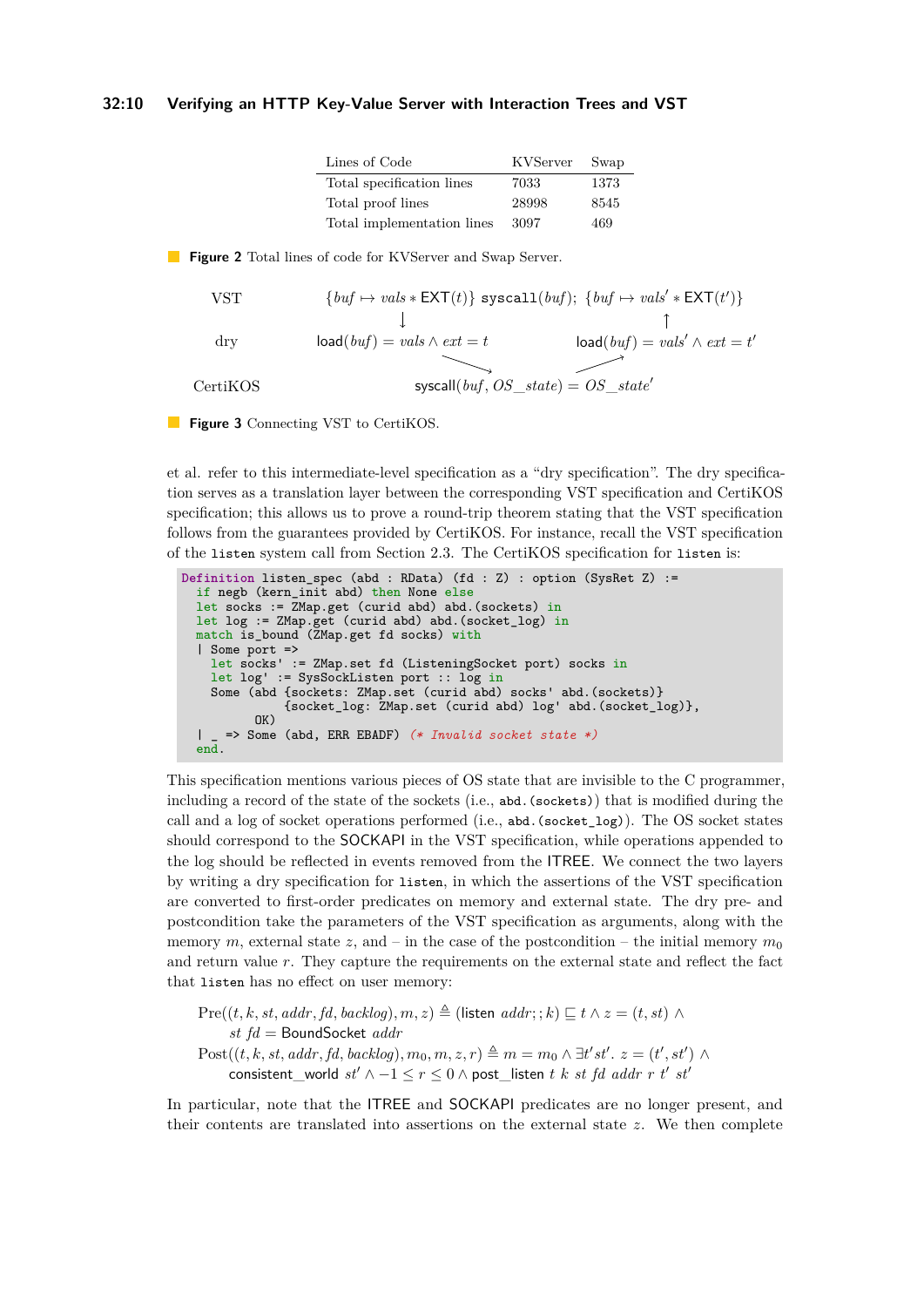| Lines of Code | KVServer | Swap |
|---|---|---|
| Total specification lines | 7033 | 1373 |
| Total proof lines | 28998 | 8545 |
| Total implementation lines | 3097 | 469 |

**Figure 2** Total lines of code for KVServer and Swap Server.

| | | |
|---|---|---|
| VST | $\{buf \mapsto vals * \mathsf{EXT}(t)\}$ `syscall`$(buf)$; $\{buf \mapsto vals' * \mathsf{EXT}(t')\}$ | |
| | ↓ | ↑ |
| dry | $\mathsf{load}(buf) = vals \wedge ext = t$ | $\mathsf{load}(buf) = vals' \wedge ext = t'$ |
| CertiKOS | $\mathsf{syscall}(buf, OS\_state) = OS\_state'$ | |

**Figure 3** Connecting VST to CertiKOS.

et al. refer to this intermediate-level specification as a "dry specification". The dry specification serves as a translation layer between the corresponding VST specification and CertiKOS specification; this allows us to prove a round-trip theorem stating that the VST specification follows from the guarantees provided by CertiKOS. For instance, recall the VST specification of the `listen` system call from Section 2.3. The CertiKOS specification for `listen` is:

```
Definition listen_spec (abd : RData) (fd : Z) : option (SysRet Z) :=
  if negb (kern_init abd) then None else
  let socks := ZMap.get (curid abd) abd.(sockets) in
  let log := ZMap.get (curid abd) abd.(socket_log) in
  match is_bound (ZMap.get fd socks) with
  | Some port =>
    let socks' := ZMap.set fd (ListeningSocket port) socks in
    let log' := SysSockListen port :: log in
    Some (abd {sockets: ZMap.set (curid abd) socks' abd.(sockets)}
              {socket_log: ZMap.set (curid abd) log' abd.(socket_log)},
          OK)
  | _ => Some (abd, ERR EBADF) (* Invalid socket state *)
  end.
```

This specification mentions various pieces of OS state that are invisible to the C programmer, including a record of the state of the sockets (i.e., `abd.(sockets)`) that is modified during the call and a log of socket operations performed (i.e., `abd.(socket_log)`). The OS socket states should correspond to the SOCKAPI in the VST specification, while operations appended to the log should be reflected in events removed from the ITREE. We connect the two layers by writing a dry specification for `listen`, in which the assertions of the VST specification are converted to first-order predicates on memory and external state. The dry pre- and postcondition take the parameters of the VST specification as arguments, along with the memory $m$, external state $z$, and – in the case of the postcondition – the initial memory $m_0$ and return value $r$. They capture the requirements on the external state and reflect the fact that `listen` has no effect on user memory:

$$\begin{aligned}
&\mathrm{Pre}((t, k, st, addr, fd, backlog), m, z) \triangleq (\mathsf{listen}\ addr;; k) \sqsubseteq t \wedge z = (t, st) \wedge \\
&\qquad st\ fd = \mathsf{BoundSocket}\ addr \\
&\mathrm{Post}((t, k, st, addr, fd, backlog), m_0, m, z, r) \triangleq m = m_0 \wedge \exists t' st'.\ z = (t', st') \wedge \\
&\qquad \mathsf{consistent\_world}\ st' \wedge -1 \le r \le 0 \wedge \mathsf{post\_listen}\ t\ k\ st\ fd\ addr\ r\ t'\ st'
\end{aligned}$$

In particular, note that the ITREE and SOCKAPI predicates are no longer present, and their contents are translated into assertions on the external state $z$. We then complete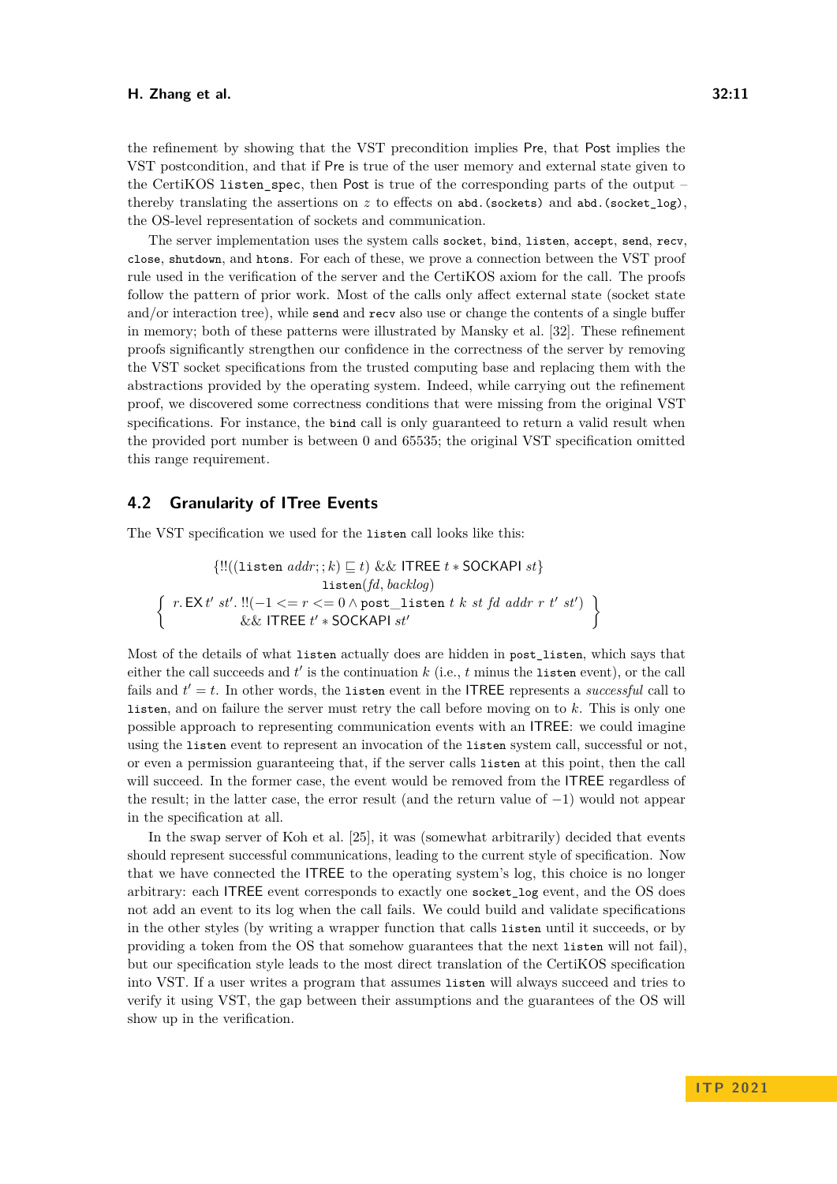the refinement by showing that the VST precondition implies Pre, that Post implies the VST postcondition, and that if Pre is true of the user memory and external state given to the CertiKOS `listen_spec`, then Post is true of the corresponding parts of the output – thereby translating the assertions on $z$ to effects on `abd.(sockets)` and `abd.(socket_log)`, the OS-level representation of sockets and communication.

The server implementation uses the system calls `socket`, `bind`, `listen`, `accept`, `send`, `recv`, `close`, `shutdown`, and `htons`. For each of these, we prove a connection between the VST proof rule used in the verification of the server and the CertiKOS axiom for the call. The proofs follow the pattern of prior work. Most of the calls only affect external state (socket state and/or interaction tree), while `send` and `recv` also use or change the contents of a single buffer in memory; both of these patterns were illustrated by Mansky et al. [32]. These refinement proofs significantly strengthen our confidence in the correctness of the server by removing the VST socket specifications from the trusted computing base and replacing them with the abstractions provided by the operating system. Indeed, while carrying out the refinement proof, we discovered some correctness conditions that were missing from the original VST specifications. For instance, the `bind` call is only guaranteed to return a valid result when the provided port number is between 0 and 65535; the original VST specification omitted this range requirement.

## 4.2 Granularity of ITree Events

The VST specification we used for the `listen` call looks like this:

$$\{!!((\texttt{listen}\ addr;;k) \sqsubseteq t)\ \&\&\ \mathsf{ITREE}\ t * \mathsf{SOCKAPI}\ st\}$$
$$\texttt{listen}(fd, backlog)$$
$$\left\{\begin{array}{c} r.\,\mathsf{EX}\,t'\ st'.\ !!(-1 <= r <= 0 \wedge \texttt{post\_listen}\ t\ k\ st\ fd\ addr\ r\ t'\ st') \\ \&\&\ \mathsf{ITREE}\ t' * \mathsf{SOCKAPI}\ st' \end{array}\right\}$$

Most of the details of what `listen` actually does are hidden in `post_listen`, which says that either the call succeeds and $t'$ is the continuation $k$ (i.e., $t$ minus the `listen` event), or the call fails and $t' = t$. In other words, the `listen` event in the ITREE represents a *successful* call to `listen`, and on failure the server must retry the call before moving on to $k$. This is only one possible approach to representing communication events with an ITREE: we could imagine using the `listen` event to represent an invocation of the `listen` system call, successful or not, or even a permission guaranteeing that, if the server calls `listen` at this point, then the call will succeed. In the former case, the event would be removed from the ITREE regardless of the result; in the latter case, the error result (and the return value of $-1$) would not appear in the specification at all.

In the swap server of Koh et al. [25], it was (somewhat arbitrarily) decided that events should represent successful communications, leading to the current style of specification. Now that we have connected the ITREE to the operating system's log, this choice is no longer arbitrary: each ITREE event corresponds to exactly one `socket_log` event, and the OS does not add an event to its log when the call fails. We could build and validate specifications in the other styles (by writing a wrapper function that calls `listen` until it succeeds, or by providing a token from the OS that somehow guarantees that the next `listen` will not fail), but our specification style leads to the most direct translation of the CertiKOS specification into VST. If a user writes a program that assumes `listen` will always succeed and tries to verify it using VST, the gap between their assumptions and the guarantees of the OS will show up in the verification.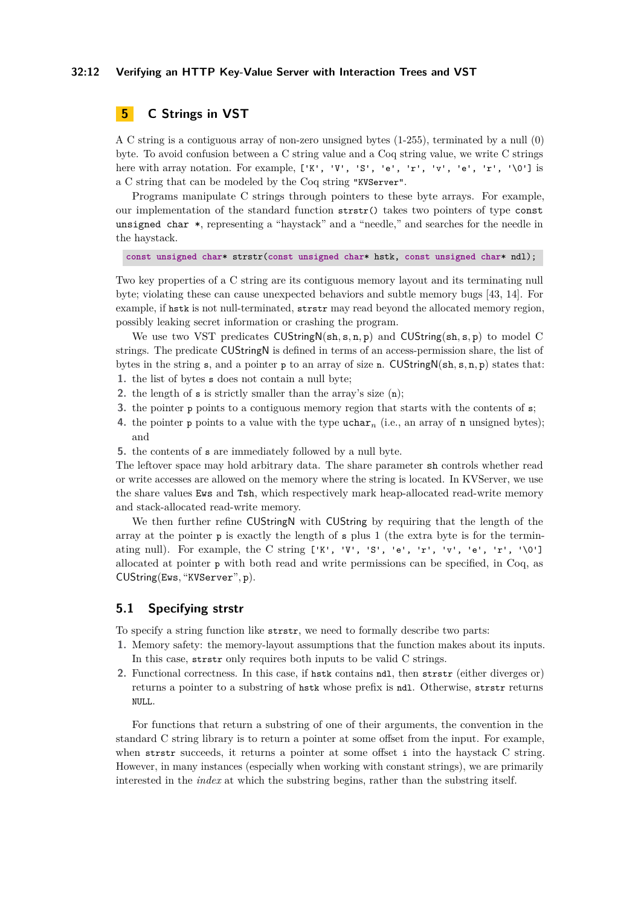## 5 C Strings in VST

A C string is a contiguous array of non-zero unsigned bytes (1-255), terminated by a null (0) byte. To avoid confusion between a C string value and a Coq string value, we write C strings here with array notation. For example, `['K', 'V', 'S', 'e', 'r', 'v', 'e', 'r', '\0']` is a C string that can be modeled by the Coq string `"KVServer"`.

Programs manipulate C strings through pointers to these byte arrays. For example, our implementation of the standard function `strstr()` takes two pointers of type `const unsigned char *`, representing a "haystack" and a "needle," and searches for the needle in the haystack.

```
const unsigned char* strstr(const unsigned char* hstk, const unsigned char* ndl);
```

Two key properties of a C string are its contiguous memory layout and its terminating null byte; violating these can cause unexpected behaviors and subtle memory bugs [43, 14]. For example, if `hstk` is not null-terminated, `strstr` may read beyond the allocated memory region, possibly leaking secret information or crashing the program.

We use two VST predicates $\mathsf{CUStringN}(\mathtt{sh}, \mathtt{s}, \mathtt{n}, \mathtt{p})$ and $\mathsf{CUString}(\mathtt{sh}, \mathtt{s}, \mathtt{p})$ to model C strings. The predicate CUStringN is defined in terms of an access-permission share, the list of bytes in the string `s`, and a pointer `p` to an array of size `n`. $\mathsf{CUStringN}(\mathtt{sh}, \mathtt{s}, \mathtt{n}, \mathtt{p})$ states that:

1. the list of bytes `s` does not contain a null byte;
2. the length of `s` is strictly smaller than the array's size (`n`);
3. the pointer `p` points to a contiguous memory region that starts with the contents of `s`;
4. the pointer `p` points to a value with the type $\mathtt{uchar}_n$ (i.e., an array of `n` unsigned bytes); and
5. the contents of `s` are immediately followed by a null byte.

The leftover space may hold arbitrary data. The share parameter `sh` controls whether read or write accesses are allowed on the memory where the string is located. In KVServer, we use the share values `Ews` and `Tsh`, which respectively mark heap-allocated read-write memory and stack-allocated read-write memory.

We then further refine CUStringN with CUString by requiring that the length of the array at the pointer `p` is exactly the length of `s` plus 1 (the extra byte is for the terminating null). For example, the C string `['K', 'V', 'S', 'e', 'r', 'v', 'e', 'r', '\0']` allocated at pointer `p` with both read and write permissions can be specified, in Coq, as $\mathsf{CUString}(\mathtt{Ews}, \text{“}\mathtt{KVServer}\text{”}, \mathtt{p})$.

### 5.1 Specifying strstr

To specify a string function like `strstr`, we need to formally describe two parts:

1. Memory safety: the memory-layout assumptions that the function makes about its inputs. In this case, `strstr` only requires both inputs to be valid C strings.
2. Functional correctness. In this case, if `hstk` contains `ndl`, then `strstr` (either diverges or) returns a pointer to a substring of `hstk` whose prefix is `ndl`. Otherwise, `strstr` returns `NULL`.

For functions that return a substring of one of their arguments, the convention in the standard C string library is to return a pointer at some offset from the input. For example, when `strstr` succeeds, it returns a pointer at some offset `i` into the haystack C string. However, in many instances (especially when working with constant strings), we are primarily interested in the *index* at which the substring begins, rather than the substring itself.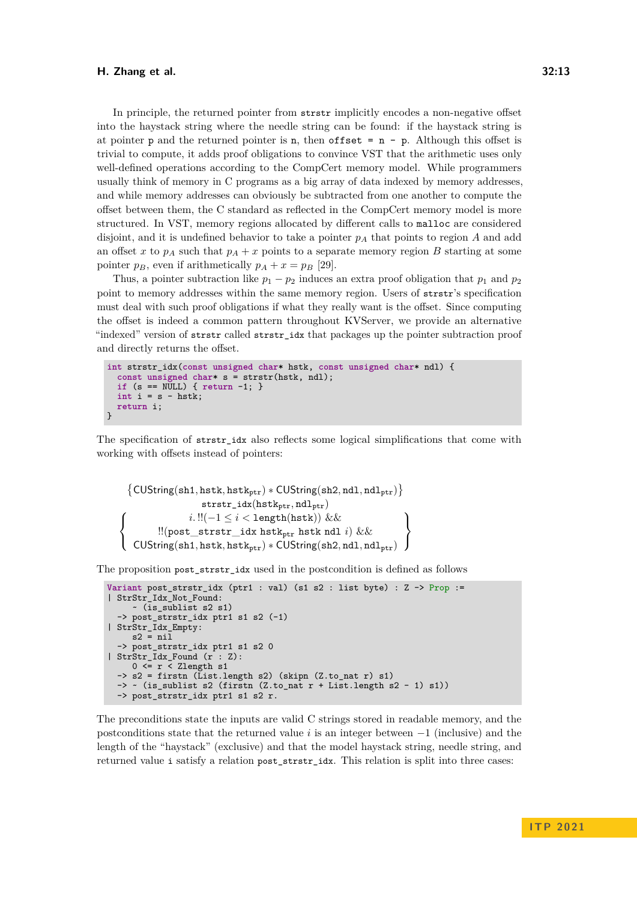In principle, the returned pointer from `strstr` implicitly encodes a non-negative offset into the haystack string where the needle string can be found: if the haystack string is at pointer `p` and the returned pointer is `n`, then `offset = n - p`. Although this offset is trivial to compute, it adds proof obligations to convince VST that the arithmetic uses only well-defined operations according to the CompCert memory model. While programmers usually think of memory in C programs as a big array of data indexed by memory addresses, and while memory addresses can obviously be subtracted from one another to compute the offset between them, the C standard as reflected in the CompCert memory model is more structured. In VST, memory regions allocated by different calls to `malloc` are considered disjoint, and it is undefined behavior to take a pointer $p_A$ that points to region $A$ and add an offset $x$ to $p_A$ such that $p_A + x$ points to a separate memory region $B$ starting at some pointer $p_B$, even if arithmetically $p_A + x = p_B$ [29].

Thus, a pointer subtraction like $p_1 - p_2$ induces an extra proof obligation that $p_1$ and $p_2$ point to memory addresses within the same memory region. Users of `strstr`'s specification must deal with such proof obligations if what they really want is the offset. Since computing the offset is indeed a common pattern throughout KVServer, we provide an alternative "indexed" version of `strstr` called `strstr_idx` that packages up the pointer subtraction proof and directly returns the offset.

```
int strstr_idx(const unsigned char* hstk, const unsigned char* ndl) {
  const unsigned char* s = strstr(hstk, ndl);
  if (s == NULL) { return -1; }
  int i = s - hstk;
  return i;
}
```

The specification of `strstr_idx` also reflects some logical simplifications that come with working with offsets instead of pointers:

$$\{\mathsf{CUString}(\mathtt{sh1}, \mathtt{hstk}, \mathtt{hstk}_{\mathtt{ptr}}) * \mathsf{CUString}(\mathtt{sh2}, \mathtt{ndl}, \mathtt{ndl}_{\mathtt{ptr}})\}$$
$$\mathtt{strstr\_idx}(\mathtt{hstk}_{\mathtt{ptr}}, \mathtt{ndl}_{\mathtt{ptr}})$$
$$\left\{\begin{array}{c} i.\, !!(-1 \leq i < \mathsf{length}(\mathtt{hstk}))\ \&\& \\ !!(\mathtt{post\_strstr\_idx}\ \mathtt{hstk}_{\mathtt{ptr}}\ \mathtt{hstk}\ \mathtt{ndl}\ i)\ \&\& \\ \mathsf{CUString}(\mathtt{sh1}, \mathtt{hstk}, \mathtt{hstk}_{\mathtt{ptr}}) * \mathsf{CUString}(\mathtt{sh2}, \mathtt{ndl}, \mathtt{ndl}_{\mathtt{ptr}}) \end{array}\right\}$$

The proposition `post_strstr_idx` used in the postcondition is defined as follows

```
Variant post_strstr_idx (ptr1 : val) (s1 s2 : list byte) : Z -> Prop :=
| StrStr_Idx_Not_Found:
    ~ (is_sublist s2 s1)
  -> post_strstr_idx ptr1 s1 s2 (-1)
| StrStr_Idx_Empty:
    s2 = nil
  -> post_strstr_idx ptr1 s1 s2 0
| StrStr_Idx_Found (r : Z):
    0 <= r < Zlength s1
  -> s2 = firstn (List.length s2) (skipn (Z.to_nat r) s1)
  -> ~ (is_sublist s2 (firstn (Z.to_nat r + List.length s2 - 1) s1))
  -> post_strstr_idx ptr1 s1 s2 r.
```

The preconditions state the inputs are valid C strings stored in readable memory, and the postconditions state that the returned value $i$ is an integer between $-1$ (inclusive) and the length of the "haystack" (exclusive) and that the model haystack string, needle string, and returned value `i` satisfy a relation `post_strstr_idx`. This relation is split into three cases: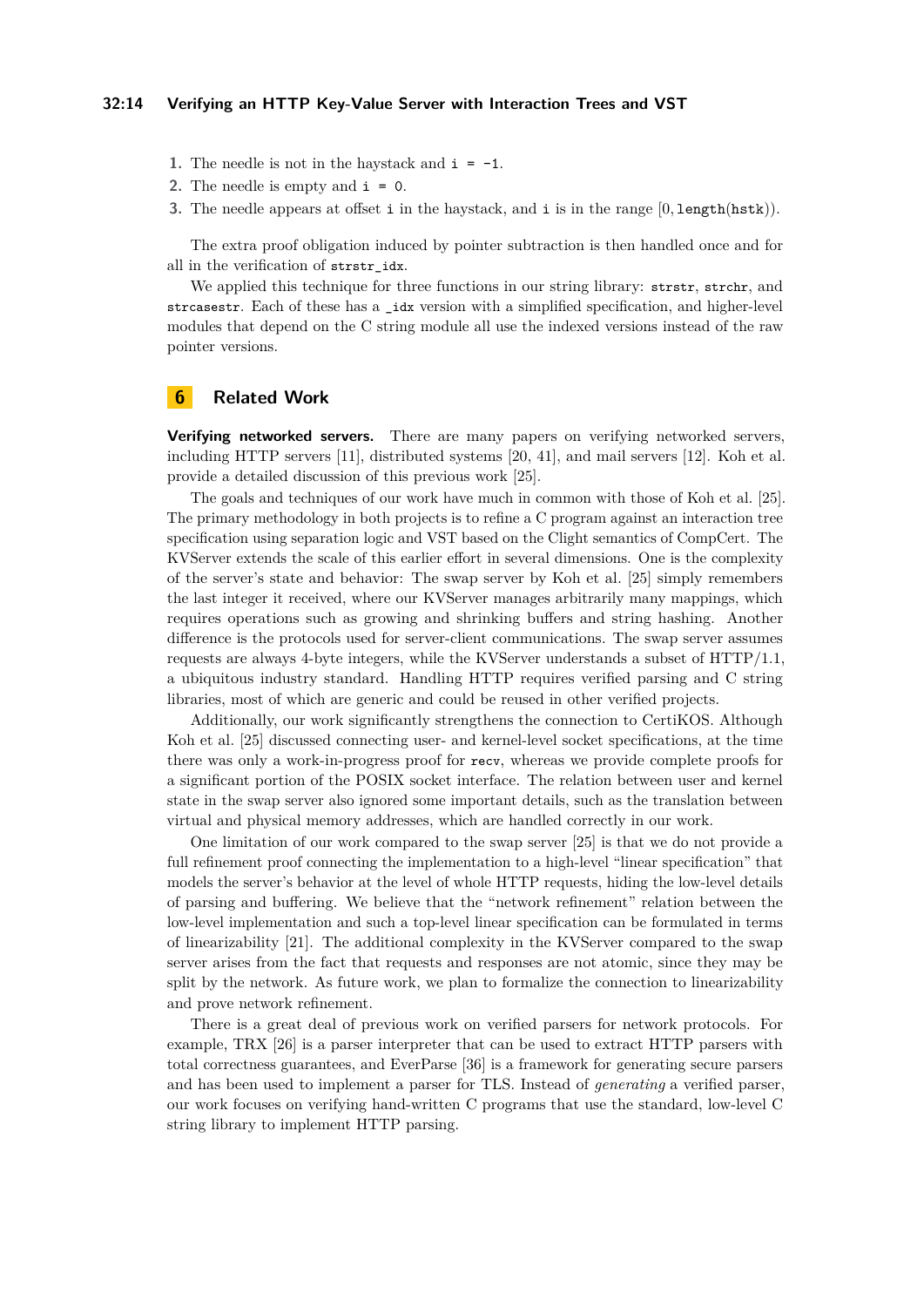1. The needle is not in the haystack and `i = -1`.
2. The needle is empty and `i = 0`.
3. The needle appears at offset `i` in the haystack, and `i` is in the range $[0, \texttt{length}(\texttt{hstk}))$.

The extra proof obligation induced by pointer subtraction is then handled once and for all in the verification of `strstr_idx`.

We applied this technique for three functions in our string library: `strstr`, `strchr`, and `strcasestr`. Each of these has a `_idx` version with a simplified specification, and higher-level modules that depend on the C string module all use the indexed versions instead of the raw pointer versions.

## 6 Related Work

**Verifying networked servers.** There are many papers on verifying networked servers, including HTTP servers [11], distributed systems [20, 41], and mail servers [12]. Koh et al. provide a detailed discussion of this previous work [25].

The goals and techniques of our work have much in common with those of Koh et al. [25]. The primary methodology in both projects is to refine a C program against an interaction tree specification using separation logic and VST based on the Clight semantics of CompCert. The KVServer extends the scale of this earlier effort in several dimensions. One is the complexity of the server's state and behavior: The swap server by Koh et al. [25] simply remembers the last integer it received, where our KVServer manages arbitrarily many mappings, which requires operations such as growing and shrinking buffers and string hashing. Another difference is the protocols used for server-client communications. The swap server assumes requests are always 4-byte integers, while the KVServer understands a subset of HTTP/1.1, a ubiquitous industry standard. Handling HTTP requires verified parsing and C string libraries, most of which are generic and could be reused in other verified projects.

Additionally, our work significantly strengthens the connection to CertiKOS. Although Koh et al. [25] discussed connecting user- and kernel-level socket specifications, at the time there was only a work-in-progress proof for `recv`, whereas we provide complete proofs for a significant portion of the POSIX socket interface. The relation between user and kernel state in the swap server also ignored some important details, such as the translation between virtual and physical memory addresses, which are handled correctly in our work.

One limitation of our work compared to the swap server [25] is that we do not provide a full refinement proof connecting the implementation to a high-level "linear specification" that models the server's behavior at the level of whole HTTP requests, hiding the low-level details of parsing and buffering. We believe that the "network refinement" relation between the low-level implementation and such a top-level linear specification can be formulated in terms of linearizability [21]. The additional complexity in the KVServer compared to the swap server arises from the fact that requests and responses are not atomic, since they may be split by the network. As future work, we plan to formalize the connection to linearizability and prove network refinement.

There is a great deal of previous work on verified parsers for network protocols. For example, TRX [26] is a parser interpreter that can be used to extract HTTP parsers with total correctness guarantees, and EverParse [36] is a framework for generating secure parsers and has been used to implement a parser for TLS. Instead of *generating* a verified parser, our work focuses on verifying hand-written C programs that use the standard, low-level C string library to implement HTTP parsing.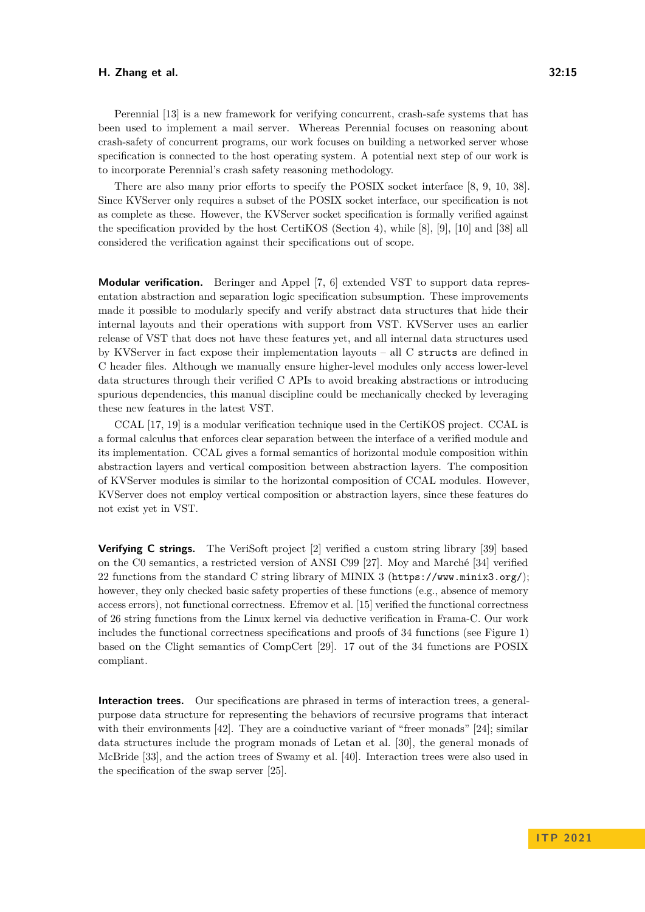Perennial [13] is a new framework for verifying concurrent, crash-safe systems that has been used to implement a mail server. Whereas Perennial focuses on reasoning about crash-safety of concurrent programs, our work focuses on building a networked server whose specification is connected to the host operating system. A potential next step of our work is to incorporate Perennial's crash safety reasoning methodology.

There are also many prior efforts to specify the POSIX socket interface [8, 9, 10, 38]. Since KVServer only requires a subset of the POSIX socket interface, our specification is not as complete as these. However, the KVServer socket specification is formally verified against the specification provided by the host CertiKOS (Section 4), while [8], [9], [10] and [38] all considered the verification against their specifications out of scope.

**Modular verification.** Beringer and Appel [7, 6] extended VST to support data representation abstraction and separation logic specification subsumption. These improvements made it possible to modularly specify and verify abstract data structures that hide their internal layouts and their operations with support from VST. KVServer uses an earlier release of VST that does not have these features yet, and all internal data structures used by KVServer in fact expose their implementation layouts – all C `structs` are defined in C header files. Although we manually ensure higher-level modules only access lower-level data structures through their verified C APIs to avoid breaking abstractions or introducing spurious dependencies, this manual discipline could be mechanically checked by leveraging these new features in the latest VST.

CCAL [17, 19] is a modular verification technique used in the CertiKOS project. CCAL is a formal calculus that enforces clear separation between the interface of a verified module and its implementation. CCAL gives a formal semantics of horizontal module composition within abstraction layers and vertical composition between abstraction layers. The composition of KVServer modules is similar to the horizontal composition of CCAL modules. However, KVServer does not employ vertical composition or abstraction layers, since these features do not exist yet in VST.

**Verifying C strings.** The VeriSoft project [2] verified a custom string library [39] based on the C0 semantics, a restricted version of ANSI C99 [27]. Moy and Marché [34] verified 22 functions from the standard C string library of MINIX 3 (`https://www.minix3.org/`); however, they only checked basic safety properties of these functions (e.g., absence of memory access errors), not functional correctness. Efremov et al. [15] verified the functional correctness of 26 string functions from the Linux kernel via deductive verification in Frama-C. Our work includes the functional correctness specifications and proofs of 34 functions (see Figure 1) based on the Clight semantics of CompCert [29]. 17 out of the 34 functions are POSIX compliant.

**Interaction trees.** Our specifications are phrased in terms of interaction trees, a general-purpose data structure for representing the behaviors of recursive programs that interact with their environments [42]. They are a coinductive variant of "freer monads" [24]; similar data structures include the program monads of Letan et al. [30], the general monads of McBride [33], and the action trees of Swamy et al. [40]. Interaction trees were also used in the specification of the swap server [25].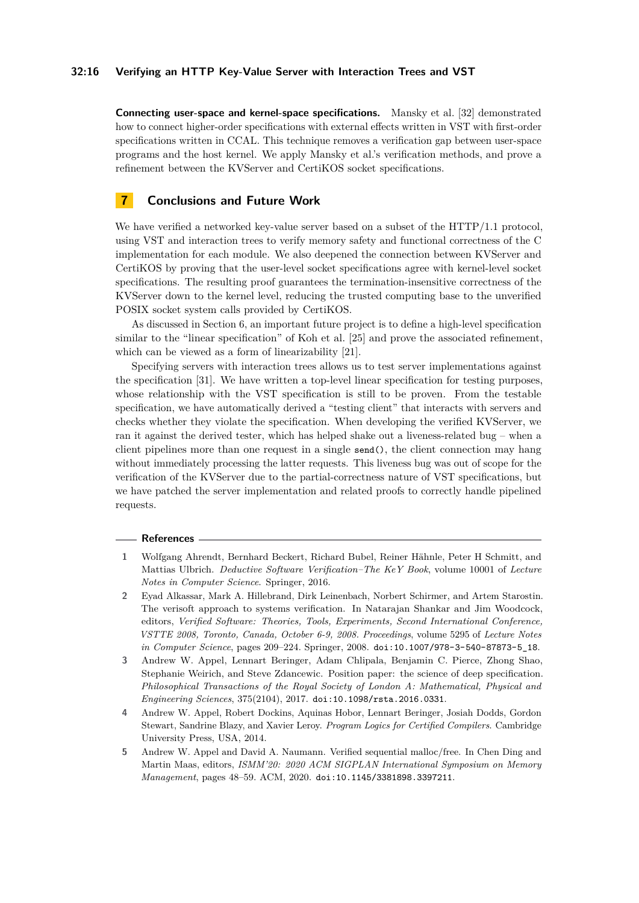**Connecting user-space and kernel-space specifications.** Mansky et al. [32] demonstrated how to connect higher-order specifications with external effects written in VST with first-order specifications written in CCAL. This technique removes a verification gap between user-space programs and the host kernel. We apply Mansky et al.'s verification methods, and prove a refinement between the KVServer and CertiKOS socket specifications.

## 7 Conclusions and Future Work

We have verified a networked key-value server based on a subset of the HTTP/1.1 protocol, using VST and interaction trees to verify memory safety and functional correctness of the C implementation for each module. We also deepened the connection between KVServer and CertiKOS by proving that the user-level socket specifications agree with kernel-level socket specifications. The resulting proof guarantees the termination-insensitive correctness of the KVServer down to the kernel level, reducing the trusted computing base to the unverified POSIX socket system calls provided by CertiKOS.

As discussed in Section 6, an important future project is to define a high-level specification similar to the "linear specification" of Koh et al. [25] and prove the associated refinement, which can be viewed as a form of linearizability [21].

Specifying servers with interaction trees allows us to test server implementations against the specification [31]. We have written a top-level linear specification for testing purposes, whose relationship with the VST specification is still to be proven. From the testable specification, we have automatically derived a "testing client" that interacts with servers and checks whether they violate the specification. When developing the verified KVServer, we ran it against the derived tester, which has helped shake out a liveness-related bug – when a client pipelines more than one request in a single `send()`, the client connection may hang without immediately processing the latter requests. This liveness bug was out of scope for the verification of the KVServer due to the partial-correctness nature of VST specifications, but we have patched the server implementation and related proofs to correctly handle pipelined requests.

## References

1. Wolfgang Ahrendt, Bernhard Beckert, Richard Bubel, Reiner Hähnle, Peter H Schmitt, and Mattias Ulbrich. *Deductive Software Verification–The KeY Book*, volume 10001 of *Lecture Notes in Computer Science*. Springer, 2016.
2. Eyad Alkassar, Mark A. Hillebrand, Dirk Leinenbach, Norbert Schirmer, and Artem Starostin. The verisoft approach to systems verification. In Natarajan Shankar and Jim Woodcock, editors, *Verified Software: Theories, Tools, Experiments, Second International Conference, VSTTE 2008, Toronto, Canada, October 6-9, 2008. Proceedings*, volume 5295 of *Lecture Notes in Computer Science*, pages 209–224. Springer, 2008. doi:10.1007/978-3-540-87873-5_18.
3. Andrew W. Appel, Lennart Beringer, Adam Chlipala, Benjamin C. Pierce, Zhong Shao, Stephanie Weirich, and Steve Zdancewic. Position paper: the science of deep specification. *Philosophical Transactions of the Royal Society of London A: Mathematical, Physical and Engineering Sciences*, 375(2104), 2017. doi:10.1098/rsta.2016.0331.
4. Andrew W. Appel, Robert Dockins, Aquinas Hobor, Lennart Beringer, Josiah Dodds, Gordon Stewart, Sandrine Blazy, and Xavier Leroy. *Program Logics for Certified Compilers*. Cambridge University Press, USA, 2014.
5. Andrew W. Appel and David A. Naumann. Verified sequential malloc/free. In Chen Ding and Martin Maas, editors, *ISMM'20: 2020 ACM SIGPLAN International Symposium on Memory Management*, pages 48–59. ACM, 2020. doi:10.1145/3381898.3397211.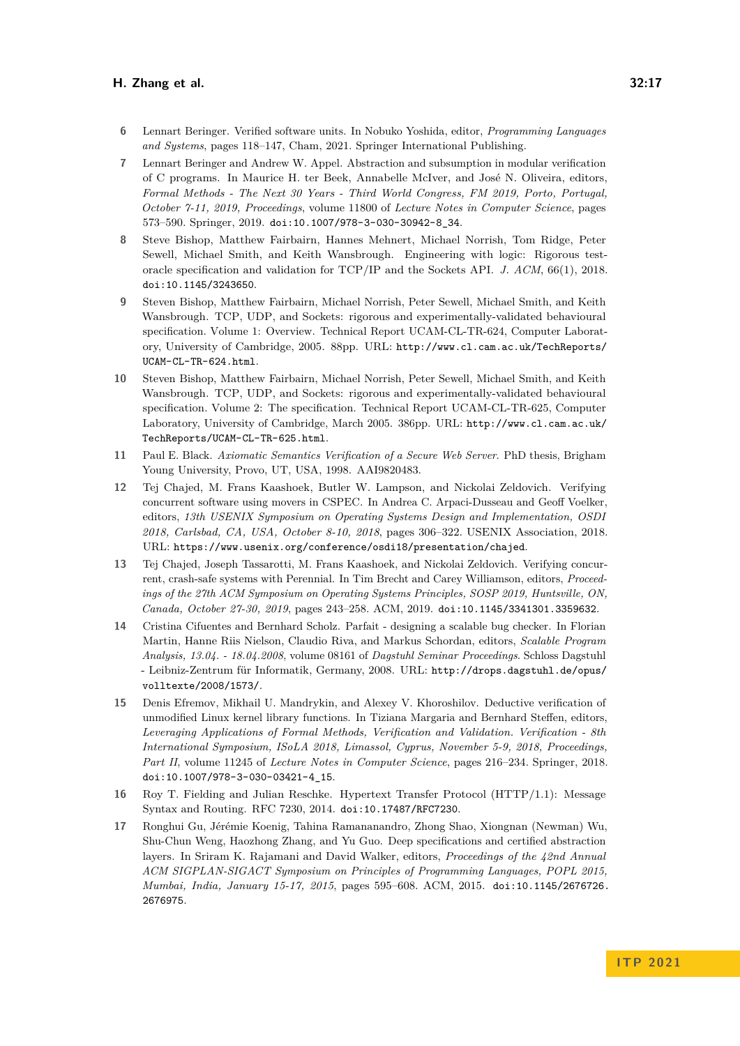6 Lennart Beringer. Verified software units. In Nobuko Yoshida, editor, *Programming Languages and Systems*, pages 118–147, Cham, 2021. Springer International Publishing.

7 Lennart Beringer and Andrew W. Appel. Abstraction and subsumption in modular verification of C programs. In Maurice H. ter Beek, Annabelle McIver, and José N. Oliveira, editors, *Formal Methods - The Next 30 Years - Third World Congress, FM 2019, Porto, Portugal, October 7-11, 2019, Proceedings*, volume 11800 of *Lecture Notes in Computer Science*, pages 573–590. Springer, 2019. doi:10.1007/978-3-030-30942-8_34.

8 Steve Bishop, Matthew Fairbairn, Hannes Mehnert, Michael Norrish, Tom Ridge, Peter Sewell, Michael Smith, and Keith Wansbrough. Engineering with logic: Rigorous test-oracle specification and validation for TCP/IP and the Sockets API. *J. ACM*, 66(1), 2018. doi:10.1145/3243650.

9 Steven Bishop, Matthew Fairbairn, Michael Norrish, Peter Sewell, Michael Smith, and Keith Wansbrough. TCP, UDP, and Sockets: rigorous and experimentally-validated behavioural specification. Volume 1: Overview. Technical Report UCAM-CL-TR-624, Computer Laboratory, University of Cambridge, 2005. 88pp. URL: http://www.cl.cam.ac.uk/TechReports/UCAM-CL-TR-624.html.

10 Steven Bishop, Matthew Fairbairn, Michael Norrish, Peter Sewell, Michael Smith, and Keith Wansbrough. TCP, UDP, and Sockets: rigorous and experimentally-validated behavioural specification. Volume 2: The specification. Technical Report UCAM-CL-TR-625, Computer Laboratory, University of Cambridge, March 2005. 386pp. URL: http://www.cl.cam.ac.uk/TechReports/UCAM-CL-TR-625.html.

11 Paul E. Black. *Axiomatic Semantics Verification of a Secure Web Server*. PhD thesis, Brigham Young University, Provo, UT, USA, 1998. AAI9820483.

12 Tej Chajed, M. Frans Kaashoek, Butler W. Lampson, and Nickolai Zeldovich. Verifying concurrent software using movers in CSPEC. In Andrea C. Arpaci-Dusseau and Geoff Voelker, editors, *13th USENIX Symposium on Operating Systems Design and Implementation, OSDI 2018, Carlsbad, CA, USA, October 8-10, 2018*, pages 306–322. USENIX Association, 2018. URL: https://www.usenix.org/conference/osdi18/presentation/chajed.

13 Tej Chajed, Joseph Tassarotti, M. Frans Kaashoek, and Nickolai Zeldovich. Verifying concurrent, crash-safe systems with Perennial. In Tim Brecht and Carey Williamson, editors, *Proceedings of the 27th ACM Symposium on Operating Systems Principles, SOSP 2019, Huntsville, ON, Canada, October 27-30, 2019*, pages 243–258. ACM, 2019. doi:10.1145/3341301.3359632.

14 Cristina Cifuentes and Bernhard Scholz. Parfait - designing a scalable bug checker. In Florian Martin, Hanne Riis Nielson, Claudio Riva, and Markus Schordan, editors, *Scalable Program Analysis, 13.04. - 18.04.2008*, volume 08161 of *Dagstuhl Seminar Proceedings*. Schloss Dagstuhl - Leibniz-Zentrum für Informatik, Germany, 2008. URL: http://drops.dagstuhl.de/opus/volltexte/2008/1573/.

15 Denis Efremov, Mikhail U. Mandrykin, and Alexey V. Khoroshilov. Deductive verification of unmodified Linux kernel library functions. In Tiziana Margaria and Bernhard Steffen, editors, *Leveraging Applications of Formal Methods, Verification and Validation. Verification - 8th International Symposium, ISoLA 2018, Limassol, Cyprus, November 5-9, 2018, Proceedings, Part II*, volume 11245 of *Lecture Notes in Computer Science*, pages 216–234. Springer, 2018. doi:10.1007/978-3-030-03421-4_15.

16 Roy T. Fielding and Julian Reschke. Hypertext Transfer Protocol (HTTP/1.1): Message Syntax and Routing. RFC 7230, 2014. doi:10.17487/RFC7230.

17 Ronghui Gu, Jérémie Koenig, Tahina Ramananandro, Zhong Shao, Xiongnan (Newman) Wu, Shu-Chun Weng, Haozhong Zhang, and Yu Guo. Deep specifications and certified abstraction layers. In Sriram K. Rajamani and David Walker, editors, *Proceedings of the 42nd Annual ACM SIGPLAN-SIGACT Symposium on Principles of Programming Languages, POPL 2015, Mumbai, India, January 15-17, 2015*, pages 595–608. ACM, 2015. doi:10.1145/2676726.2676975.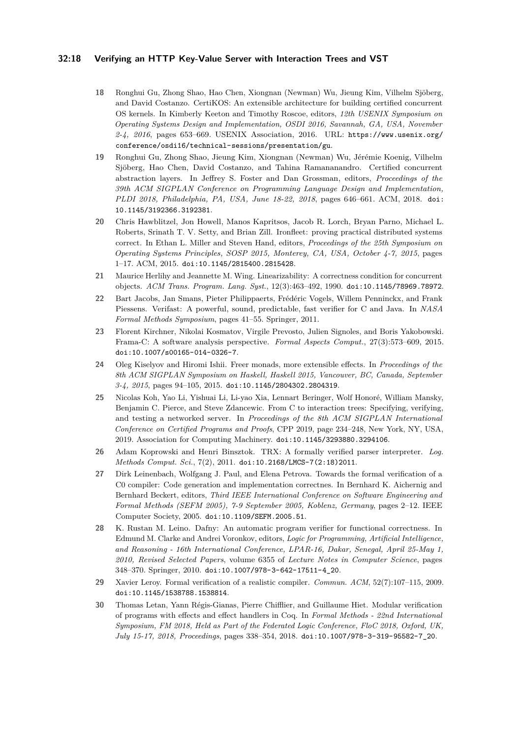18 Ronghui Gu, Zhong Shao, Hao Chen, Xiongnan (Newman) Wu, Jieung Kim, Vilhelm Sjöberg, and David Costanzo. CertiKOS: An extensible architecture for building certified concurrent OS kernels. In Kimberly Keeton and Timothy Roscoe, editors, *12th USENIX Symposium on Operating Systems Design and Implementation, OSDI 2016, Savannah, GA, USA, November 2-4, 2016*, pages 653–669. USENIX Association, 2016. URL: https://www.usenix.org/conference/osdi16/technical-sessions/presentation/gu.

19 Ronghui Gu, Zhong Shao, Jieung Kim, Xiongnan (Newman) Wu, Jérémie Koenig, Vilhelm Sjöberg, Hao Chen, David Costanzo, and Tahina Ramananandro. Certified concurrent abstraction layers. In Jeffrey S. Foster and Dan Grossman, editors, *Proceedings of the 39th ACM SIGPLAN Conference on Programming Language Design and Implementation, PLDI 2018, Philadelphia, PA, USA, June 18-22, 2018*, pages 646–661. ACM, 2018. doi:10.1145/3192366.3192381.

20 Chris Hawblitzel, Jon Howell, Manos Kapritsos, Jacob R. Lorch, Bryan Parno, Michael L. Roberts, Srinath T. V. Setty, and Brian Zill. Ironfleet: proving practical distributed systems correct. In Ethan L. Miller and Steven Hand, editors, *Proceedings of the 25th Symposium on Operating Systems Principles, SOSP 2015, Monterey, CA, USA, October 4-7, 2015*, pages 1–17. ACM, 2015. doi:10.1145/2815400.2815428.

21 Maurice Herlihy and Jeannette M. Wing. Linearizability: A correctness condition for concurrent objects. *ACM Trans. Program. Lang. Syst.*, 12(3):463–492, 1990. doi:10.1145/78969.78972.

22 Bart Jacobs, Jan Smans, Pieter Philippaerts, Frédéric Vogels, Willem Penninckx, and Frank Piessens. Verifast: A powerful, sound, predictable, fast verifier for C and Java. In *NASA Formal Methods Symposium*, pages 41–55. Springer, 2011.

23 Florent Kirchner, Nikolai Kosmatov, Virgile Prevosto, Julien Signoles, and Boris Yakobowski. Frama-C: A software analysis perspective. *Formal Aspects Comput.*, 27(3):573–609, 2015. doi:10.1007/s00165-014-0326-7.

24 Oleg Kiselyov and Hiromi Ishii. Freer monads, more extensible effects. In *Proceedings of the 8th ACM SIGPLAN Symposium on Haskell, Haskell 2015, Vancouver, BC, Canada, September 3-4, 2015*, pages 94–105, 2015. doi:10.1145/2804302.2804319.

25 Nicolas Koh, Yao Li, Yishuai Li, Li-yao Xia, Lennart Beringer, Wolf Honoré, William Mansky, Benjamin C. Pierce, and Steve Zdancewic. From C to interaction trees: Specifying, verifying, and testing a networked server. In *Proceedings of the 8th ACM SIGPLAN International Conference on Certified Programs and Proofs*, CPP 2019, page 234–248, New York, NY, USA, 2019. Association for Computing Machinery. doi:10.1145/3293880.3294106.

26 Adam Koprowski and Henri Binsztok. TRX: A formally verified parser interpreter. *Log. Methods Comput. Sci.*, 7(2), 2011. doi:10.2168/LMCS-7(2:18)2011.

27 Dirk Leinenbach, Wolfgang J. Paul, and Elena Petrova. Towards the formal verification of a C0 compiler: Code generation and implementation correctnes. In Bernhard K. Aichernig and Bernhard Beckert, editors, *Third IEEE International Conference on Software Engineering and Formal Methods (SEFM 2005), 7-9 September 2005, Koblenz, Germany*, pages 2–12. IEEE Computer Society, 2005. doi:10.1109/SEFM.2005.51.

28 K. Rustan M. Leino. Dafny: An automatic program verifier for functional correctness. In Edmund M. Clarke and Andrei Voronkov, editors, *Logic for Programming, Artificial Intelligence, and Reasoning - 16th International Conference, LPAR-16, Dakar, Senegal, April 25-May 1, 2010, Revised Selected Papers*, volume 6355 of *Lecture Notes in Computer Science*, pages 348–370. Springer, 2010. doi:10.1007/978-3-642-17511-4_20.

29 Xavier Leroy. Formal verification of a realistic compiler. *Commun. ACM*, 52(7):107–115, 2009. doi:10.1145/1538788.1538814.

30 Thomas Letan, Yann Régis-Gianas, Pierre Chifflier, and Guillaume Hiet. Modular verification of programs with effects and effect handlers in Coq. In *Formal Methods - 22nd International Symposium, FM 2018, Held as Part of the Federated Logic Conference, FloC 2018, Oxford, UK, July 15-17, 2018, Proceedings*, pages 338–354, 2018. doi:10.1007/978-3-319-95582-7_20.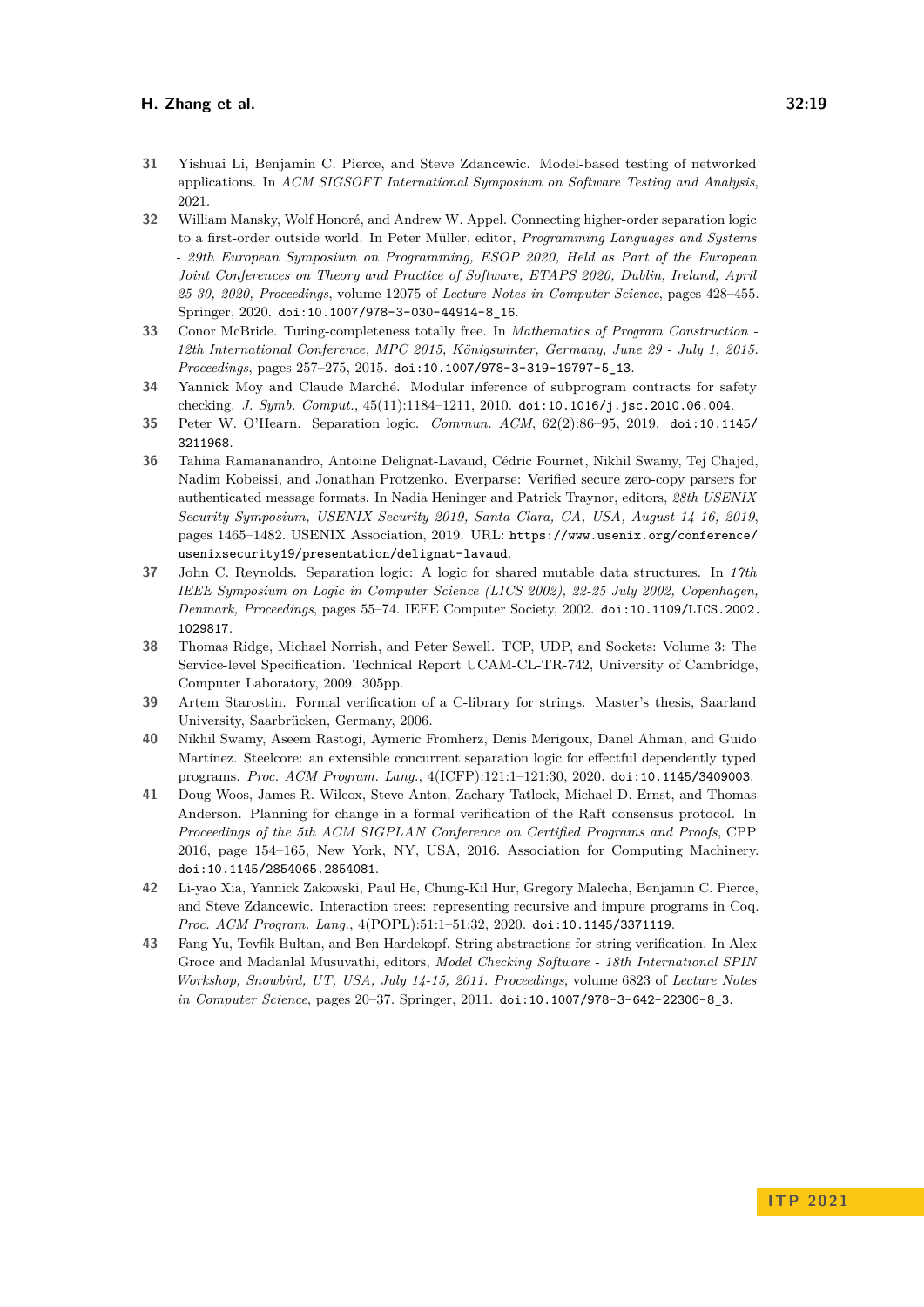31. Yishuai Li, Benjamin C. Pierce, and Steve Zdancewic. Model-based testing of networked applications. In *ACM SIGSOFT International Symposium on Software Testing and Analysis*, 2021.
32. William Mansky, Wolf Honoré, and Andrew W. Appel. Connecting higher-order separation logic to a first-order outside world. In Peter Müller, editor, *Programming Languages and Systems - 29th European Symposium on Programming, ESOP 2020, Held as Part of the European Joint Conferences on Theory and Practice of Software, ETAPS 2020, Dublin, Ireland, April 25-30, 2020, Proceedings*, volume 12075 of *Lecture Notes in Computer Science*, pages 428–455. Springer, 2020. doi:10.1007/978-3-030-44914-8_16.
33. Conor McBride. Turing-completeness totally free. In *Mathematics of Program Construction - 12th International Conference, MPC 2015, Königswinter, Germany, June 29 - July 1, 2015. Proceedings*, pages 257–275, 2015. doi:10.1007/978-3-319-19797-5_13.
34. Yannick Moy and Claude Marché. Modular inference of subprogram contracts for safety checking. *J. Symb. Comput.*, 45(11):1184–1211, 2010. doi:10.1016/j.jsc.2010.06.004.
35. Peter W. O'Hearn. Separation logic. *Commun. ACM*, 62(2):86–95, 2019. doi:10.1145/3211968.
36. Tahina Ramananandro, Antoine Delignat-Lavaud, Cédric Fournet, Nikhil Swamy, Tej Chajed, Nadim Kobeissi, and Jonathan Protzenko. Everparse: Verified secure zero-copy parsers for authenticated message formats. In Nadia Heninger and Patrick Traynor, editors, *28th USENIX Security Symposium, USENIX Security 2019, Santa Clara, CA, USA, August 14-16, 2019*, pages 1465–1482. USENIX Association, 2019. URL: https://www.usenix.org/conference/usenixsecurity19/presentation/delignat-lavaud.
37. John C. Reynolds. Separation logic: A logic for shared mutable data structures. In *17th IEEE Symposium on Logic in Computer Science (LICS 2002), 22-25 July 2002, Copenhagen, Denmark, Proceedings*, pages 55–74. IEEE Computer Society, 2002. doi:10.1109/LICS.2002.1029817.
38. Thomas Ridge, Michael Norrish, and Peter Sewell. TCP, UDP, and Sockets: Volume 3: The Service-level Specification. Technical Report UCAM-CL-TR-742, University of Cambridge, Computer Laboratory, 2009. 305pp.
39. Artem Starostin. Formal verification of a C-library for strings. Master's thesis, Saarland University, Saarbrücken, Germany, 2006.
40. Nikhil Swamy, Aseem Rastogi, Aymeric Fromherz, Denis Merigoux, Danel Ahman, and Guido Martínez. Steelcore: an extensible concurrent separation logic for effectful dependently typed programs. *Proc. ACM Program. Lang.*, 4(ICFP):121:1–121:30, 2020. doi:10.1145/3409003.
41. Doug Woos, James R. Wilcox, Steve Anton, Zachary Tatlock, Michael D. Ernst, and Thomas Anderson. Planning for change in a formal verification of the Raft consensus protocol. In *Proceedings of the 5th ACM SIGPLAN Conference on Certified Programs and Proofs*, CPP 2016, page 154–165, New York, NY, USA, 2016. Association for Computing Machinery. doi:10.1145/2854065.2854081.
42. Li-yao Xia, Yannick Zakowski, Paul He, Chung-Kil Hur, Gregory Malecha, Benjamin C. Pierce, and Steve Zdancewic. Interaction trees: representing recursive and impure programs in Coq. *Proc. ACM Program. Lang.*, 4(POPL):51:1–51:32, 2020. doi:10.1145/3371119.
43. Fang Yu, Tevfik Bultan, and Ben Hardekopf. String abstractions for string verification. In Alex Groce and Madanlal Musuvathi, editors, *Model Checking Software - 18th International SPIN Workshop, Snowbird, UT, USA, July 14-15, 2011. Proceedings*, volume 6823 of *Lecture Notes in Computer Science*, pages 20–37. Springer, 2011. doi:10.1007/978-3-642-22306-8_3.